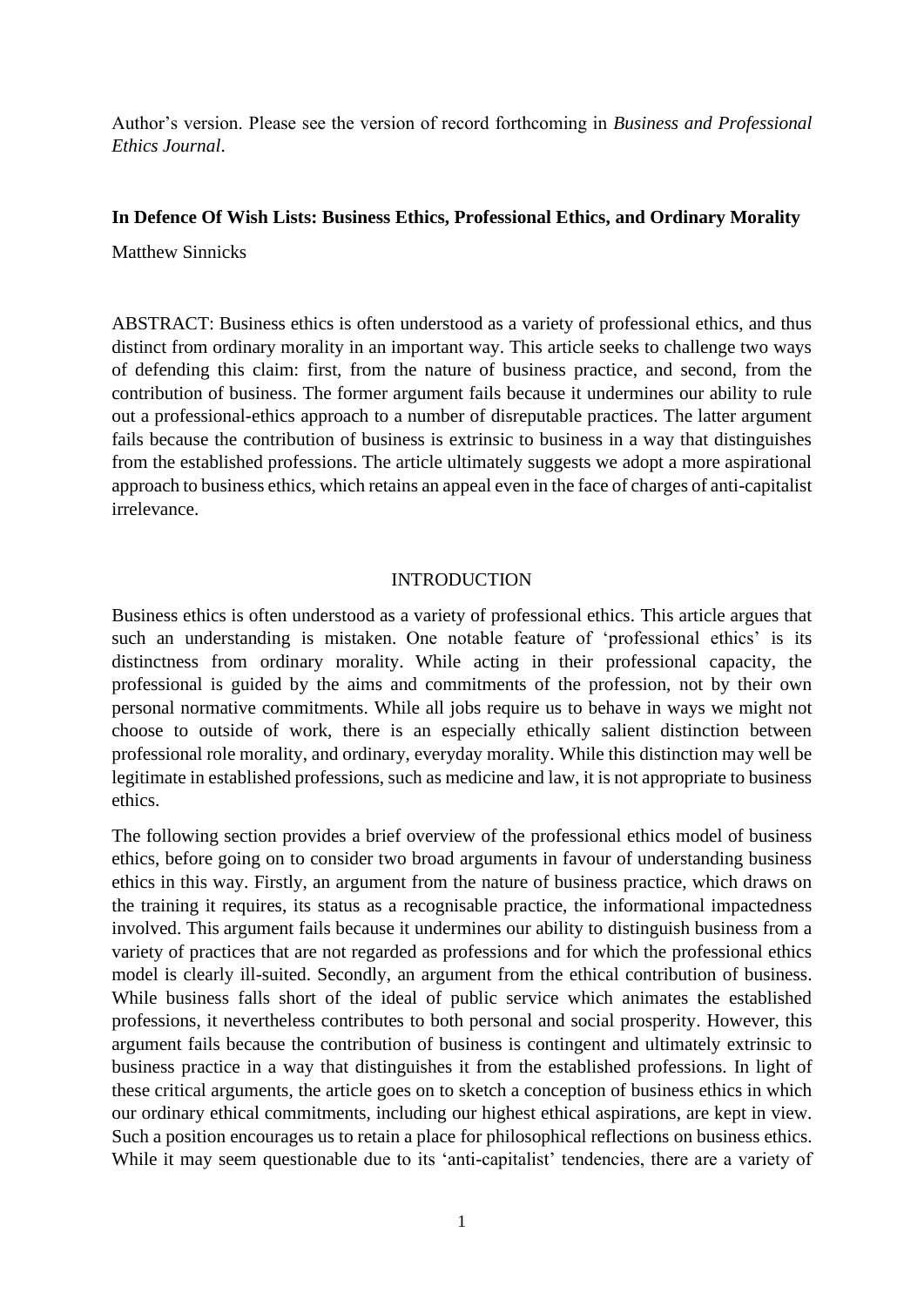Author's version. Please see the version of record forthcoming in *Business and Professional Ethics Journal*.

# In Defence Of Wish Lists: Business Ethics, Professional Ethics, and Ordinary Morality

Matthew Sinnicks

ABSTRACT: Business ethics is often understood as a variety of professional ethics, and thus distinct from ordinary morality in an important way. This article seeks to challenge two ways of defending this claim: first, from the nature of business practice, and second, from the contribution of business. The former argument fails because it undermines our ability to rule out a professional-ethics approach to a number of disreputable practices. The latter argument fails because the contribution of business is extrinsic to business in a way that distinguishes from the established professions. The article ultimately suggests we adopt a more aspirational approach to business ethics, which retains an appeal even in the face of charges of anti-capitalist irrelevance.

## INTRODUCTION

Business ethics is often understood as a variety of professional ethics. This article argues that such an understanding is mistaken. One notable feature of 'professional ethics' is its distinctness from ordinary morality. While acting in their professional capacity, the professional is guided by the aims and commitments of the profession, not by their own personal normative commitments. While all jobs require us to behave in ways we might not choose to outside of work, there is an especially ethically salient distinction between professional role morality, and ordinary, everyday morality. While this distinction may well be legitimate in established professions, such as medicine and law, it is not appropriate to business ethics.

The following section provides a brief overview of the professional ethics model of business ethics, before going on to consider two broad arguments in favour of understanding business ethics in this way. Firstly, an argument from the nature of business practice, which draws on the training it requires, its status as a recognisable practice, the informational impactedness involved. This argument fails because it undermines our ability to distinguish business from a variety of practices that are not regarded as professions and for which the professional ethics model is clearly ill-suited. Secondly, an argument from the ethical contribution of business. While business falls short of the ideal of public service which animates the established professions, it nevertheless contributes to both personal and social prosperity. However, this argument fails because the contribution of business is contingent and ultimately extrinsic to business practice in a way that distinguishes it from the established professions. In light of these critical arguments, the article goes on to sketch a conception of business ethics in which our ordinary ethical commitments, including our highest ethical aspirations, are kept in view. Such a position encourages us to retain a place for philosophical reflections on business ethics. While it may seem questionable due to its 'anti-capitalist' tendencies, there are a variety of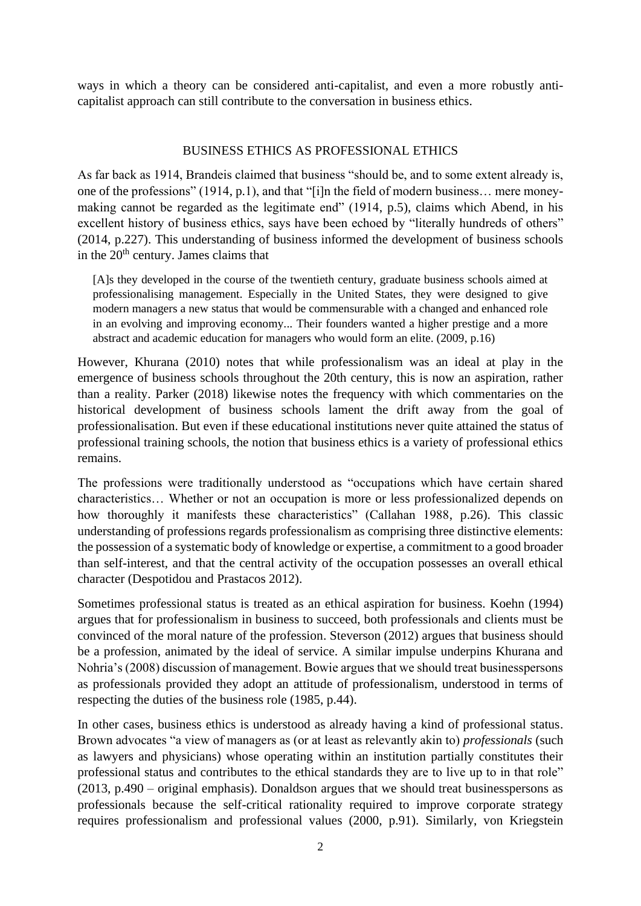ways in which a theory can be considered anti-capitalist, and even a more robustly anti-capitalist approach can still contribute to the conversation in business ethics.

## BUSINESS ETHICS AS PROFESSIONAL ETHICS

As far back as 1914, Brandeis claimed that business "should be, and to some extent already is, one of the professions" (1914, p.1), and that "[i]n the field of modern business… mere money-making cannot be regarded as the legitimate end" (1914, p.5), claims which Abend, in his excellent history of business ethics, says have been echoed by "literally hundreds of others" (2014, p.227). This understanding of business informed the development of business schools in the 20th century. James claims that

> [A]s they developed in the course of the twentieth century, graduate business schools aimed at professionalising management. Especially in the United States, they were designed to give modern managers a new status that would be commensurable with a changed and enhanced role in an evolving and improving economy... Their founders wanted a higher prestige and a more abstract and academic education for managers who would form an elite. (2009, p.16)

However, Khurana (2010) notes that while professionalism was an ideal at play in the emergence of business schools throughout the 20th century, this is now an aspiration, rather than a reality. Parker (2018) likewise notes the frequency with which commentaries on the historical development of business schools lament the drift away from the goal of professionalisation. But even if these educational institutions never quite attained the status of professional training schools, the notion that business ethics is a variety of professional ethics remains.

The professions were traditionally understood as "occupations which have certain shared characteristics… Whether or not an occupation is more or less professionalized depends on how thoroughly it manifests these characteristics" (Callahan 1988, p.26). This classic understanding of professions regards professionalism as comprising three distinctive elements: the possession of a systematic body of knowledge or expertise, a commitment to a good broader than self-interest, and that the central activity of the occupation possesses an overall ethical character (Despotidou and Prastacos 2012).

Sometimes professional status is treated as an ethical aspiration for business. Koehn (1994) argues that for professionalism in business to succeed, both professionals and clients must be convinced of the moral nature of the profession. Steverson (2012) argues that business should be a profession, animated by the ideal of service. A similar impulse underpins Khurana and Nohria's (2008) discussion of management. Bowie argues that we should treat businesspersons as professionals provided they adopt an attitude of professionalism, understood in terms of respecting the duties of the business role (1985, p.44).

In other cases, business ethics is understood as already having a kind of professional status. Brown advocates "a view of managers as (or at least as relevantly akin to) *professionals* (such as lawyers and physicians) whose operating within an institution partially constitutes their professional status and contributes to the ethical standards they are to live up to in that role" (2013, p.490 – original emphasis). Donaldson argues that we should treat businesspersons as professionals because the self-critical rationality required to improve corporate strategy requires professionalism and professional values (2000, p.91). Similarly, von Kriegstein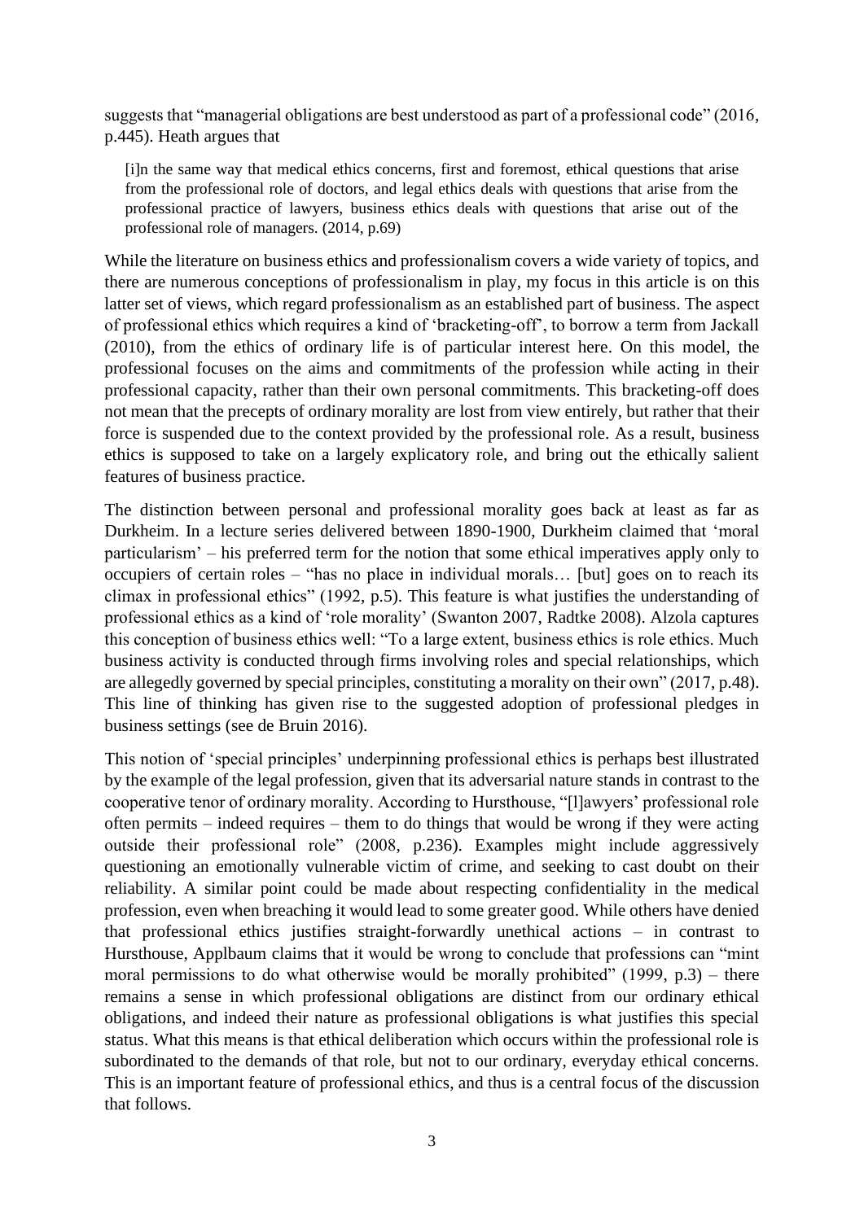suggests that "managerial obligations are best understood as part of a professional code" (2016, p.445). Heath argues that

> [i]n the same way that medical ethics concerns, first and foremost, ethical questions that arise from the professional role of doctors, and legal ethics deals with questions that arise from the professional practice of lawyers, business ethics deals with questions that arise out of the professional role of managers. (2014, p.69)

While the literature on business ethics and professionalism covers a wide variety of topics, and there are numerous conceptions of professionalism in play, my focus in this article is on this latter set of views, which regard professionalism as an established part of business. The aspect of professional ethics which requires a kind of 'bracketing-off', to borrow a term from Jackall (2010), from the ethics of ordinary life is of particular interest here. On this model, the professional focuses on the aims and commitments of the profession while acting in their professional capacity, rather than their own personal commitments. This bracketing-off does not mean that the precepts of ordinary morality are lost from view entirely, but rather that their force is suspended due to the context provided by the professional role. As a result, business ethics is supposed to take on a largely explicatory role, and bring out the ethically salient features of business practice.

The distinction between personal and professional morality goes back at least as far as Durkheim. In a lecture series delivered between 1890-1900, Durkheim claimed that 'moral particularism' – his preferred term for the notion that some ethical imperatives apply only to occupiers of certain roles – "has no place in individual morals… [but] goes on to reach its climax in professional ethics" (1992, p.5). This feature is what justifies the understanding of professional ethics as a kind of 'role morality' (Swanton 2007, Radtke 2008). Alzola captures this conception of business ethics well: "To a large extent, business ethics is role ethics. Much business activity is conducted through firms involving roles and special relationships, which are allegedly governed by special principles, constituting a morality on their own" (2017, p.48). This line of thinking has given rise to the suggested adoption of professional pledges in business settings (see de Bruin 2016).

This notion of 'special principles' underpinning professional ethics is perhaps best illustrated by the example of the legal profession, given that its adversarial nature stands in contrast to the cooperative tenor of ordinary morality. According to Hursthouse, "[l]awyers' professional role often permits – indeed requires – them to do things that would be wrong if they were acting outside their professional role" (2008, p.236). Examples might include aggressively questioning an emotionally vulnerable victim of crime, and seeking to cast doubt on their reliability. A similar point could be made about respecting confidentiality in the medical profession, even when breaching it would lead to some greater good. While others have denied that professional ethics justifies straight-forwardly unethical actions – in contrast to Hursthouse, Applbaum claims that it would be wrong to conclude that professions can "mint moral permissions to do what otherwise would be morally prohibited" (1999, p.3) – there remains a sense in which professional obligations are distinct from our ordinary ethical obligations, and indeed their nature as professional obligations is what justifies this special status. What this means is that ethical deliberation which occurs within the professional role is subordinated to the demands of that role, but not to our ordinary, everyday ethical concerns. This is an important feature of professional ethics, and thus is a central focus of the discussion that follows.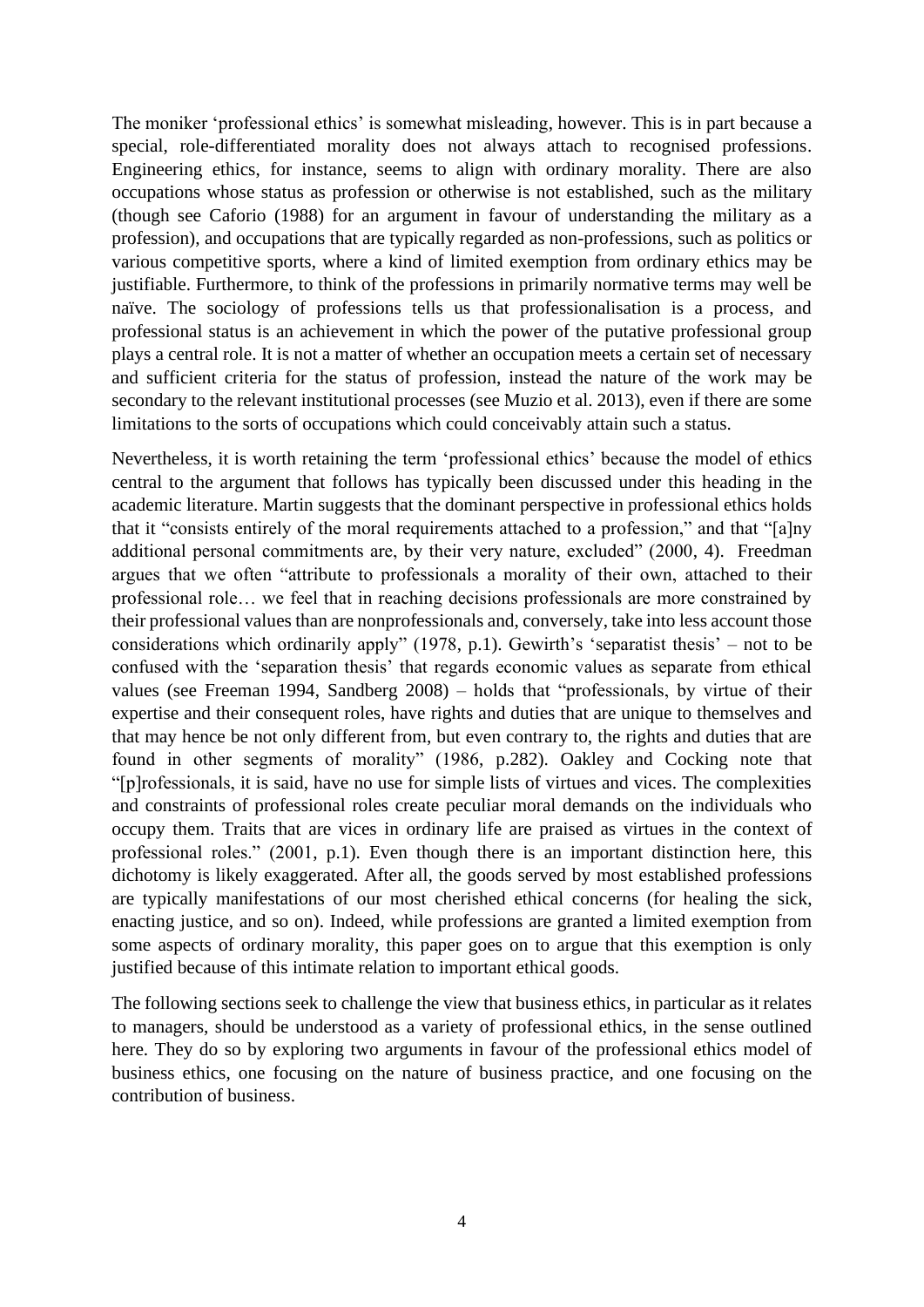The moniker 'professional ethics' is somewhat misleading, however. This is in part because a special, role-differentiated morality does not always attach to recognised professions. Engineering ethics, for instance, seems to align with ordinary morality. There are also occupations whose status as profession or otherwise is not established, such as the military (though see Caforio (1988) for an argument in favour of understanding the military as a profession), and occupations that are typically regarded as non-professions, such as politics or various competitive sports, where a kind of limited exemption from ordinary ethics may be justifiable. Furthermore, to think of the professions in primarily normative terms may well be naïve. The sociology of professions tells us that professionalisation is a process, and professional status is an achievement in which the power of the putative professional group plays a central role. It is not a matter of whether an occupation meets a certain set of necessary and sufficient criteria for the status of profession, instead the nature of the work may be secondary to the relevant institutional processes (see Muzio et al. 2013), even if there are some limitations to the sorts of occupations which could conceivably attain such a status.

Nevertheless, it is worth retaining the term 'professional ethics' because the model of ethics central to the argument that follows has typically been discussed under this heading in the academic literature. Martin suggests that the dominant perspective in professional ethics holds that it "consists entirely of the moral requirements attached to a profession," and that "[a]ny additional personal commitments are, by their very nature, excluded" (2000, 4). Freedman argues that we often "attribute to professionals a morality of their own, attached to their professional role… we feel that in reaching decisions professionals are more constrained by their professional values than are nonprofessionals and, conversely, take into less account those considerations which ordinarily apply" (1978, p.1). Gewirth's 'separatist thesis' – not to be confused with the 'separation thesis' that regards economic values as separate from ethical values (see Freeman 1994, Sandberg 2008) – holds that "professionals, by virtue of their expertise and their consequent roles, have rights and duties that are unique to themselves and that may hence be not only different from, but even contrary to, the rights and duties that are found in other segments of morality" (1986, p.282). Oakley and Cocking note that "[p]rofessionals, it is said, have no use for simple lists of virtues and vices. The complexities and constraints of professional roles create peculiar moral demands on the individuals who occupy them. Traits that are vices in ordinary life are praised as virtues in the context of professional roles." (2001, p.1). Even though there is an important distinction here, this dichotomy is likely exaggerated. After all, the goods served by most established professions are typically manifestations of our most cherished ethical concerns (for healing the sick, enacting justice, and so on). Indeed, while professions are granted a limited exemption from some aspects of ordinary morality, this paper goes on to argue that this exemption is only justified because of this intimate relation to important ethical goods.

The following sections seek to challenge the view that business ethics, in particular as it relates to managers, should be understood as a variety of professional ethics, in the sense outlined here. They do so by exploring two arguments in favour of the professional ethics model of business ethics, one focusing on the nature of business practice, and one focusing on the contribution of business.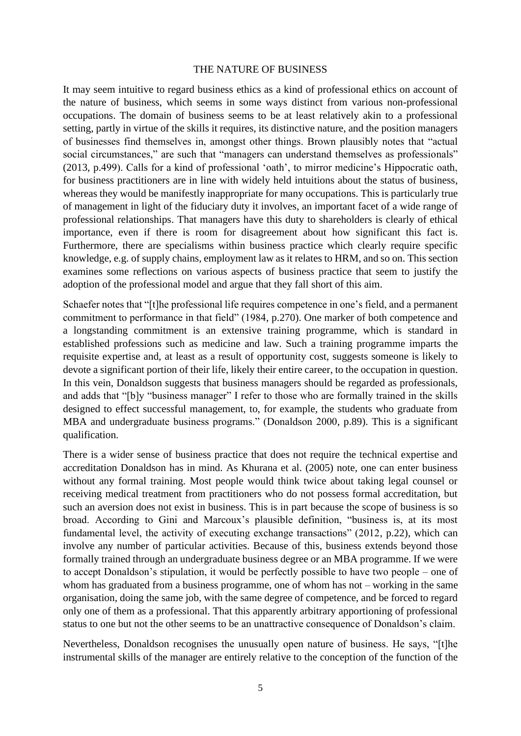## THE NATURE OF BUSINESS

It may seem intuitive to regard business ethics as a kind of professional ethics on account of the nature of business, which seems in some ways distinct from various non-professional occupations. The domain of business seems to be at least relatively akin to a professional setting, partly in virtue of the skills it requires, its distinctive nature, and the position managers of businesses find themselves in, amongst other things. Brown plausibly notes that "actual social circumstances," are such that "managers can understand themselves as professionals" (2013, p.499). Calls for a kind of professional 'oath', to mirror medicine's Hippocratic oath, for business practitioners are in line with widely held intuitions about the status of business, whereas they would be manifestly inappropriate for many occupations. This is particularly true of management in light of the fiduciary duty it involves, an important facet of a wide range of professional relationships. That managers have this duty to shareholders is clearly of ethical importance, even if there is room for disagreement about how significant this fact is. Furthermore, there are specialisms within business practice which clearly require specific knowledge, e.g. of supply chains, employment law as it relates to HRM, and so on. This section examines some reflections on various aspects of business practice that seem to justify the adoption of the professional model and argue that they fall short of this aim.

Schaefer notes that "[t]he professional life requires competence in one's field, and a permanent commitment to performance in that field" (1984, p.270). One marker of both competence and a longstanding commitment is an extensive training programme, which is standard in established professions such as medicine and law. Such a training programme imparts the requisite expertise and, at least as a result of opportunity cost, suggests someone is likely to devote a significant portion of their life, likely their entire career, to the occupation in question. In this vein, Donaldson suggests that business managers should be regarded as professionals, and adds that "[b]y "business manager" I refer to those who are formally trained in the skills designed to effect successful management, to, for example, the students who graduate from MBA and undergraduate business programs." (Donaldson 2000, p.89). This is a significant qualification.

There is a wider sense of business practice that does not require the technical expertise and accreditation Donaldson has in mind. As Khurana et al. (2005) note, one can enter business without any formal training. Most people would think twice about taking legal counsel or receiving medical treatment from practitioners who do not possess formal accreditation, but such an aversion does not exist in business. This is in part because the scope of business is so broad. According to Gini and Marcoux's plausible definition, "business is, at its most fundamental level, the activity of executing exchange transactions" (2012, p.22), which can involve any number of particular activities. Because of this, business extends beyond those formally trained through an undergraduate business degree or an MBA programme. If we were to accept Donaldson's stipulation, it would be perfectly possible to have two people – one of whom has graduated from a business programme, one of whom has not – working in the same organisation, doing the same job, with the same degree of competence, and be forced to regard only one of them as a professional. That this apparently arbitrary apportioning of professional status to one but not the other seems to be an unattractive consequence of Donaldson's claim.

Nevertheless, Donaldson recognises the unusually open nature of business. He says, "[t]he instrumental skills of the manager are entirely relative to the conception of the function of the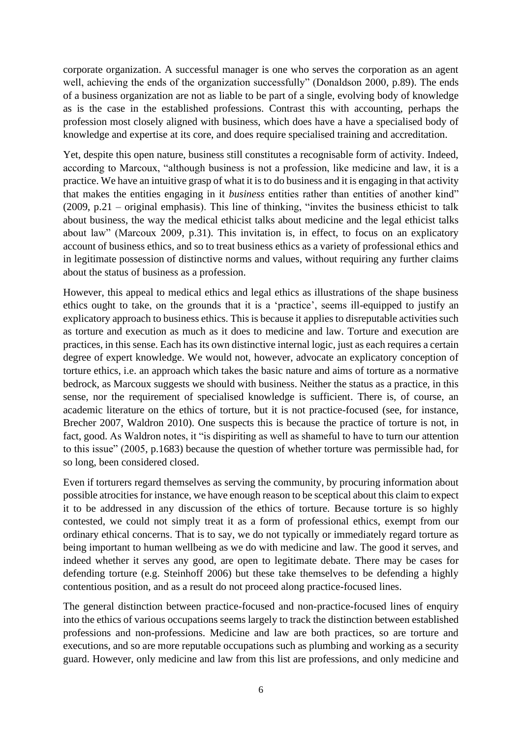corporate organization. A successful manager is one who serves the corporation as an agent well, achieving the ends of the organization successfully" (Donaldson 2000, p.89). The ends of a business organization are not as liable to be part of a single, evolving body of knowledge as is the case in the established professions. Contrast this with accounting, perhaps the profession most closely aligned with business, which does have a have a specialised body of knowledge and expertise at its core, and does require specialised training and accreditation.

Yet, despite this open nature, business still constitutes a recognisable form of activity. Indeed, according to Marcoux, "although business is not a profession, like medicine and law, it is a practice. We have an intuitive grasp of what it is to do business and it is engaging in that activity that makes the entities engaging in it *business* entities rather than entities of another kind" (2009, p.21 – original emphasis). This line of thinking, "invites the business ethicist to talk about business, the way the medical ethicist talks about medicine and the legal ethicist talks about law" (Marcoux 2009, p.31). This invitation is, in effect, to focus on an explicatory account of business ethics, and so to treat business ethics as a variety of professional ethics and in legitimate possession of distinctive norms and values, without requiring any further claims about the status of business as a profession.

However, this appeal to medical ethics and legal ethics as illustrations of the shape business ethics ought to take, on the grounds that it is a 'practice', seems ill-equipped to justify an explicatory approach to business ethics. This is because it applies to disreputable activities such as torture and execution as much as it does to medicine and law. Torture and execution are practices, in this sense. Each has its own distinctive internal logic, just as each requires a certain degree of expert knowledge. We would not, however, advocate an explicatory conception of torture ethics, i.e. an approach which takes the basic nature and aims of torture as a normative bedrock, as Marcoux suggests we should with business. Neither the status as a practice, in this sense, nor the requirement of specialised knowledge is sufficient. There is, of course, an academic literature on the ethics of torture, but it is not practice-focused (see, for instance, Brecher 2007, Waldron 2010). One suspects this is because the practice of torture is not, in fact, good. As Waldron notes, it "is dispiriting as well as shameful to have to turn our attention to this issue" (2005, p.1683) because the question of whether torture was permissible had, for so long, been considered closed.

Even if torturers regard themselves as serving the community, by procuring information about possible atrocities for instance, we have enough reason to be sceptical about this claim to expect it to be addressed in any discussion of the ethics of torture. Because torture is so highly contested, we could not simply treat it as a form of professional ethics, exempt from our ordinary ethical concerns. That is to say, we do not typically or immediately regard torture as being important to human wellbeing as we do with medicine and law. The good it serves, and indeed whether it serves any good, are open to legitimate debate. There may be cases for defending torture (e.g. Steinhoff 2006) but these take themselves to be defending a highly contentious position, and as a result do not proceed along practice-focused lines.

The general distinction between practice-focused and non-practice-focused lines of enquiry into the ethics of various occupations seems largely to track the distinction between established professions and non-professions. Medicine and law are both practices, so are torture and executions, and so are more reputable occupations such as plumbing and working as a security guard. However, only medicine and law from this list are professions, and only medicine and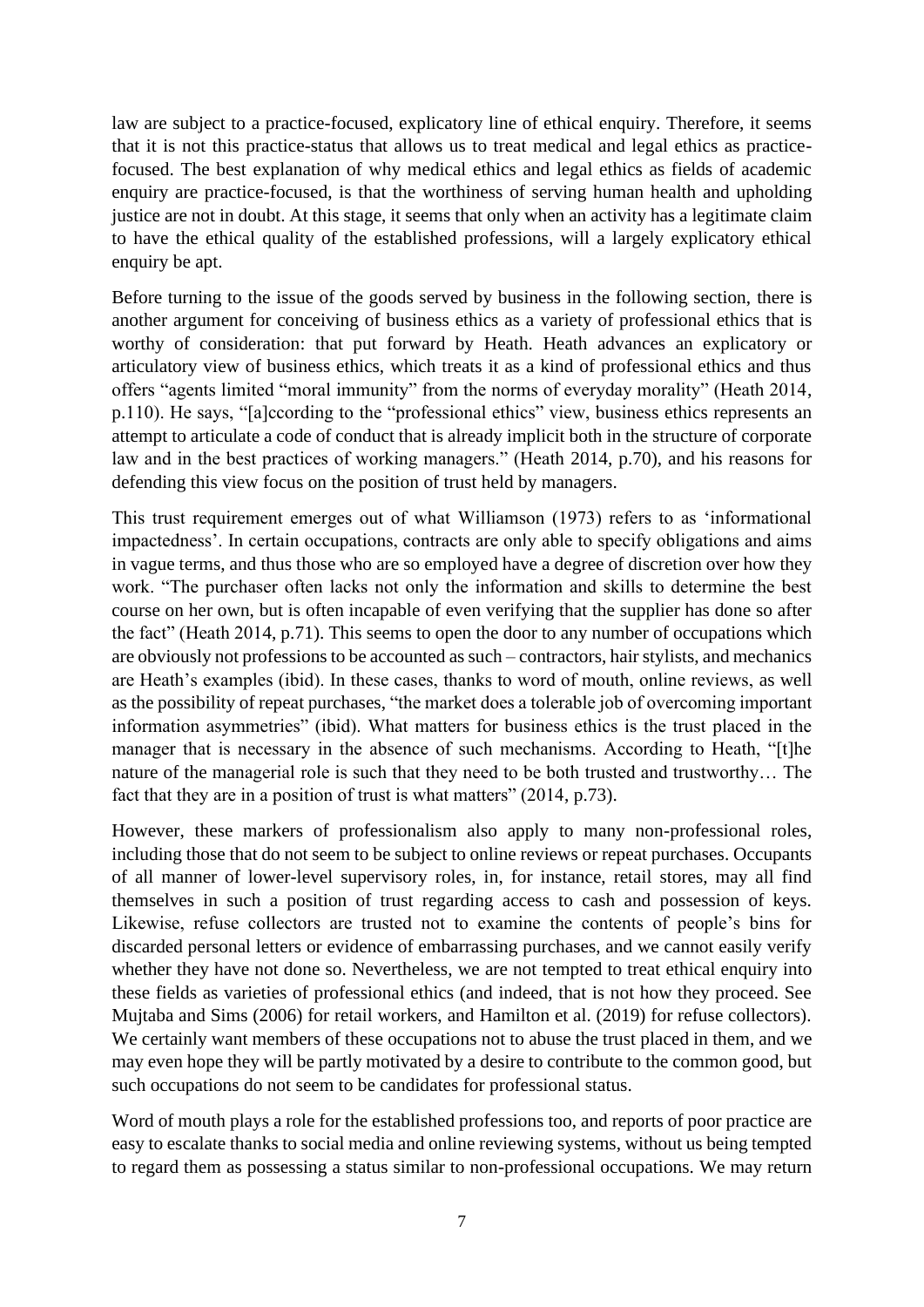law are subject to a practice-focused, explicatory line of ethical enquiry. Therefore, it seems that it is not this practice-status that allows us to treat medical and legal ethics as practice-focused. The best explanation of why medical ethics and legal ethics as fields of academic enquiry are practice-focused, is that the worthiness of serving human health and upholding justice are not in doubt. At this stage, it seems that only when an activity has a legitimate claim to have the ethical quality of the established professions, will a largely explicatory ethical enquiry be apt.

Before turning to the issue of the goods served by business in the following section, there is another argument for conceiving of business ethics as a variety of professional ethics that is worthy of consideration: that put forward by Heath. Heath advances an explicatory or articulatory view of business ethics, which treats it as a kind of professional ethics and thus offers "agents limited "moral immunity" from the norms of everyday morality" (Heath 2014, p.110). He says, "[a]ccording to the "professional ethics" view, business ethics represents an attempt to articulate a code of conduct that is already implicit both in the structure of corporate law and in the best practices of working managers." (Heath 2014, p.70), and his reasons for defending this view focus on the position of trust held by managers.

This trust requirement emerges out of what Williamson (1973) refers to as 'informational impactedness'. In certain occupations, contracts are only able to specify obligations and aims in vague terms, and thus those who are so employed have a degree of discretion over how they work. "The purchaser often lacks not only the information and skills to determine the best course on her own, but is often incapable of even verifying that the supplier has done so after the fact" (Heath 2014, p.71). This seems to open the door to any number of occupations which are obviously not professions to be accounted as such – contractors, hair stylists, and mechanics are Heath's examples (ibid). In these cases, thanks to word of mouth, online reviews, as well as the possibility of repeat purchases, "the market does a tolerable job of overcoming important information asymmetries" (ibid). What matters for business ethics is the trust placed in the manager that is necessary in the absence of such mechanisms. According to Heath, "[t]he nature of the managerial role is such that they need to be both trusted and trustworthy… The fact that they are in a position of trust is what matters" (2014, p.73).

However, these markers of professionalism also apply to many non-professional roles, including those that do not seem to be subject to online reviews or repeat purchases. Occupants of all manner of lower-level supervisory roles, in, for instance, retail stores, may all find themselves in such a position of trust regarding access to cash and possession of keys. Likewise, refuse collectors are trusted not to examine the contents of people's bins for discarded personal letters or evidence of embarrassing purchases, and we cannot easily verify whether they have not done so. Nevertheless, we are not tempted to treat ethical enquiry into these fields as varieties of professional ethics (and indeed, that is not how they proceed. See Mujtaba and Sims (2006) for retail workers, and Hamilton et al. (2019) for refuse collectors). We certainly want members of these occupations not to abuse the trust placed in them, and we may even hope they will be partly motivated by a desire to contribute to the common good, but such occupations do not seem to be candidates for professional status.

Word of mouth plays a role for the established professions too, and reports of poor practice are easy to escalate thanks to social media and online reviewing systems, without us being tempted to regard them as possessing a status similar to non-professional occupations. We may return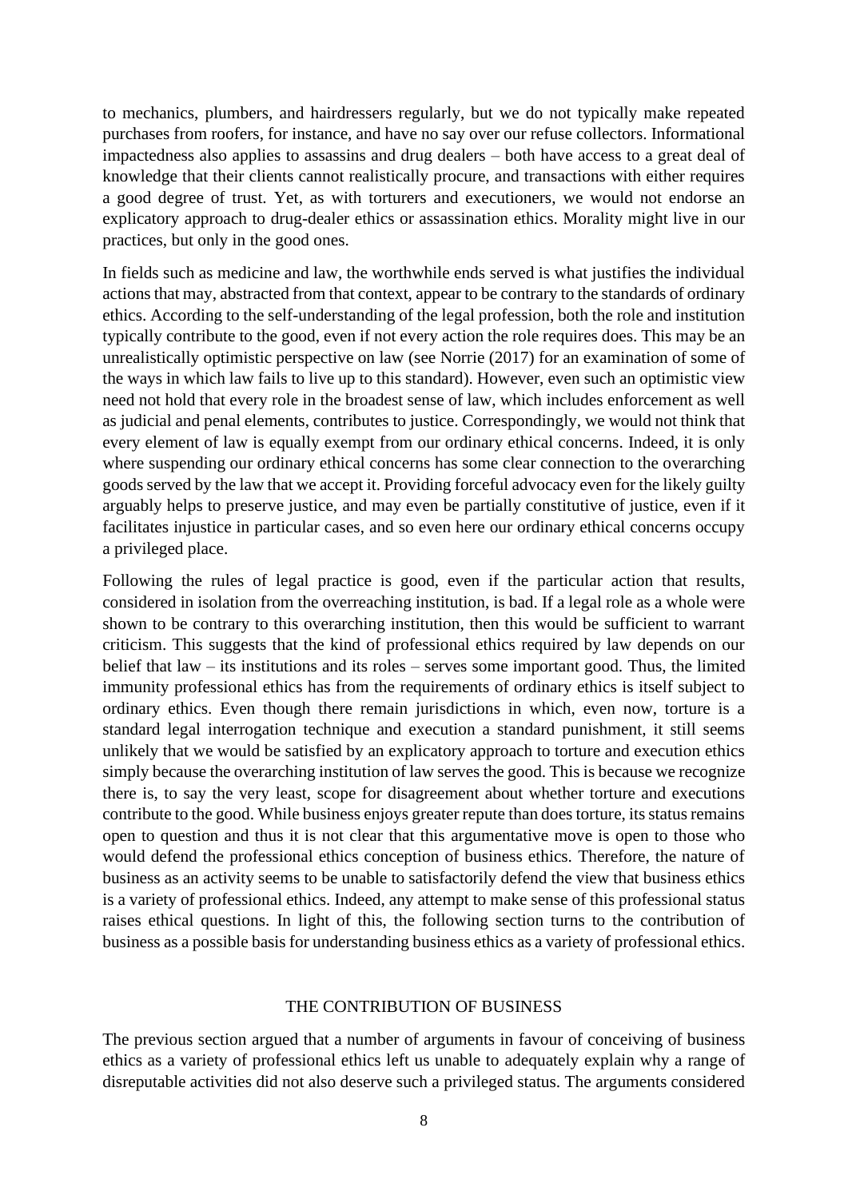to mechanics, plumbers, and hairdressers regularly, but we do not typically make repeated purchases from roofers, for instance, and have no say over our refuse collectors. Informational impactedness also applies to assassins and drug dealers – both have access to a great deal of knowledge that their clients cannot realistically procure, and transactions with either requires a good degree of trust. Yet, as with torturers and executioners, we would not endorse an explicatory approach to drug-dealer ethics or assassination ethics. Morality might live in our practices, but only in the good ones.

In fields such as medicine and law, the worthwhile ends served is what justifies the individual actions that may, abstracted from that context, appear to be contrary to the standards of ordinary ethics. According to the self-understanding of the legal profession, both the role and institution typically contribute to the good, even if not every action the role requires does. This may be an unrealistically optimistic perspective on law (see Norrie (2017) for an examination of some of the ways in which law fails to live up to this standard). However, even such an optimistic view need not hold that every role in the broadest sense of law, which includes enforcement as well as judicial and penal elements, contributes to justice. Correspondingly, we would not think that every element of law is equally exempt from our ordinary ethical concerns. Indeed, it is only where suspending our ordinary ethical concerns has some clear connection to the overarching goods served by the law that we accept it. Providing forceful advocacy even for the likely guilty arguably helps to preserve justice, and may even be partially constitutive of justice, even if it facilitates injustice in particular cases, and so even here our ordinary ethical concerns occupy a privileged place.

Following the rules of legal practice is good, even if the particular action that results, considered in isolation from the overreaching institution, is bad. If a legal role as a whole were shown to be contrary to this overarching institution, then this would be sufficient to warrant criticism. This suggests that the kind of professional ethics required by law depends on our belief that law – its institutions and its roles – serves some important good. Thus, the limited immunity professional ethics has from the requirements of ordinary ethics is itself subject to ordinary ethics. Even though there remain jurisdictions in which, even now, torture is a standard legal interrogation technique and execution a standard punishment, it still seems unlikely that we would be satisfied by an explicatory approach to torture and execution ethics simply because the overarching institution of law serves the good. This is because we recognize there is, to say the very least, scope for disagreement about whether torture and executions contribute to the good. While business enjoys greater repute than does torture, its status remains open to question and thus it is not clear that this argumentative move is open to those who would defend the professional ethics conception of business ethics. Therefore, the nature of business as an activity seems to be unable to satisfactorily defend the view that business ethics is a variety of professional ethics. Indeed, any attempt to make sense of this professional status raises ethical questions. In light of this, the following section turns to the contribution of business as a possible basis for understanding business ethics as a variety of professional ethics.

## THE CONTRIBUTION OF BUSINESS

The previous section argued that a number of arguments in favour of conceiving of business ethics as a variety of professional ethics left us unable to adequately explain why a range of disreputable activities did not also deserve such a privileged status. The arguments considered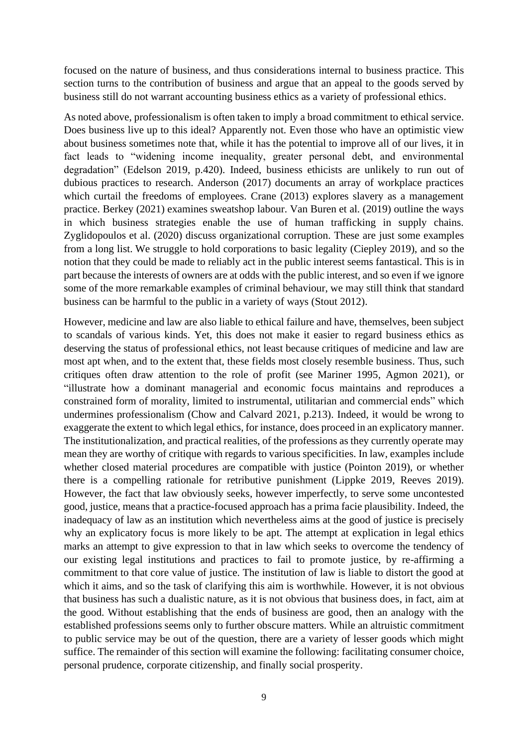focused on the nature of business, and thus considerations internal to business practice. This section turns to the contribution of business and argue that an appeal to the goods served by business still do not warrant accounting business ethics as a variety of professional ethics.

As noted above, professionalism is often taken to imply a broad commitment to ethical service. Does business live up to this ideal? Apparently not. Even those who have an optimistic view about business sometimes note that, while it has the potential to improve all of our lives, it in fact leads to "widening income inequality, greater personal debt, and environmental degradation" (Edelson 2019, p.420). Indeed, business ethicists are unlikely to run out of dubious practices to research. Anderson (2017) documents an array of workplace practices which curtail the freedoms of employees. Crane (2013) explores slavery as a management practice. Berkey (2021) examines sweatshop labour. Van Buren et al. (2019) outline the ways in which business strategies enable the use of human trafficking in supply chains. Zyglidopoulos et al. (2020) discuss organizational corruption. These are just some examples from a long list. We struggle to hold corporations to basic legality (Ciepley 2019), and so the notion that they could be made to reliably act in the public interest seems fantastical. This is in part because the interests of owners are at odds with the public interest, and so even if we ignore some of the more remarkable examples of criminal behaviour, we may still think that standard business can be harmful to the public in a variety of ways (Stout 2012).

However, medicine and law are also liable to ethical failure and have, themselves, been subject to scandals of various kinds. Yet, this does not make it easier to regard business ethics as deserving the status of professional ethics, not least because critiques of medicine and law are most apt when, and to the extent that, these fields most closely resemble business. Thus, such critiques often draw attention to the role of profit (see Mariner 1995, Agmon 2021), or "illustrate how a dominant managerial and economic focus maintains and reproduces a constrained form of morality, limited to instrumental, utilitarian and commercial ends" which undermines professionalism (Chow and Calvard 2021, p.213). Indeed, it would be wrong to exaggerate the extent to which legal ethics, for instance, does proceed in an explicatory manner. The institutionalization, and practical realities, of the professions as they currently operate may mean they are worthy of critique with regards to various specificities. In law, examples include whether closed material procedures are compatible with justice (Pointon 2019), or whether there is a compelling rationale for retributive punishment (Lippke 2019, Reeves 2019). However, the fact that law obviously seeks, however imperfectly, to serve some uncontested good, justice, means that a practice-focused approach has a prima facie plausibility. Indeed, the inadequacy of law as an institution which nevertheless aims at the good of justice is precisely why an explicatory focus is more likely to be apt. The attempt at explication in legal ethics marks an attempt to give expression to that in law which seeks to overcome the tendency of our existing legal institutions and practices to fail to promote justice, by re-affirming a commitment to that core value of justice. The institution of law is liable to distort the good at which it aims, and so the task of clarifying this aim is worthwhile. However, it is not obvious that business has such a dualistic nature, as it is not obvious that business does, in fact, aim at the good. Without establishing that the ends of business are good, then an analogy with the established professions seems only to further obscure matters. While an altruistic commitment to public service may be out of the question, there are a variety of lesser goods which might suffice. The remainder of this section will examine the following: facilitating consumer choice, personal prudence, corporate citizenship, and finally social prosperity.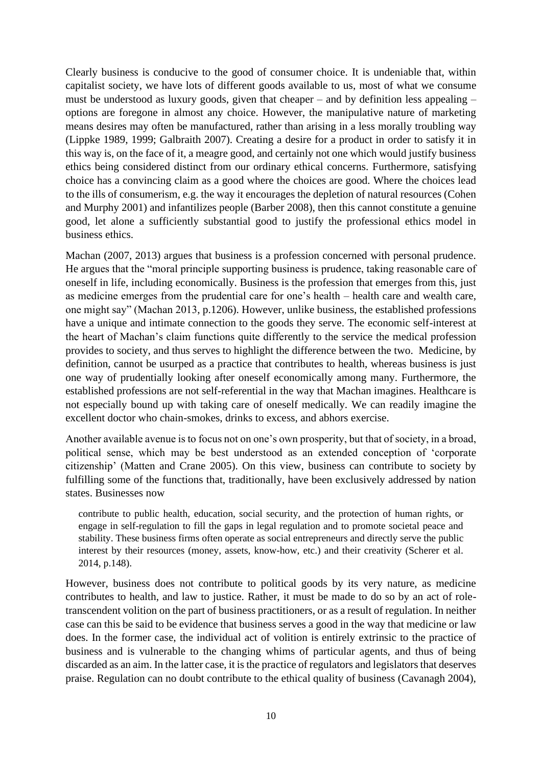Clearly business is conducive to the good of consumer choice. It is undeniable that, within capitalist society, we have lots of different goods available to us, most of what we consume must be understood as luxury goods, given that cheaper – and by definition less appealing – options are foregone in almost any choice. However, the manipulative nature of marketing means desires may often be manufactured, rather than arising in a less morally troubling way (Lippke 1989, 1999; Galbraith 2007). Creating a desire for a product in order to satisfy it in this way is, on the face of it, a meagre good, and certainly not one which would justify business ethics being considered distinct from our ordinary ethical concerns. Furthermore, satisfying choice has a convincing claim as a good where the choices are good. Where the choices lead to the ills of consumerism, e.g. the way it encourages the depletion of natural resources (Cohen and Murphy 2001) and infantilizes people (Barber 2008), then this cannot constitute a genuine good, let alone a sufficiently substantial good to justify the professional ethics model in business ethics.

Machan (2007, 2013) argues that business is a profession concerned with personal prudence. He argues that the "moral principle supporting business is prudence, taking reasonable care of oneself in life, including economically. Business is the profession that emerges from this, just as medicine emerges from the prudential care for one's health – health care and wealth care, one might say" (Machan 2013, p.1206). However, unlike business, the established professions have a unique and intimate connection to the goods they serve. The economic self-interest at the heart of Machan's claim functions quite differently to the service the medical profession provides to society, and thus serves to highlight the difference between the two. Medicine, by definition, cannot be usurped as a practice that contributes to health, whereas business is just one way of prudentially looking after oneself economically among many. Furthermore, the established professions are not self-referential in the way that Machan imagines. Healthcare is not especially bound up with taking care of oneself medically. We can readily imagine the excellent doctor who chain-smokes, drinks to excess, and abhors exercise.

Another available avenue is to focus not on one's own prosperity, but that of society, in a broad, political sense, which may be best understood as an extended conception of 'corporate citizenship' (Matten and Crane 2005). On this view, business can contribute to society by fulfilling some of the functions that, traditionally, have been exclusively addressed by nation states. Businesses now

> contribute to public health, education, social security, and the protection of human rights, or engage in self-regulation to fill the gaps in legal regulation and to promote societal peace and stability. These business firms often operate as social entrepreneurs and directly serve the public interest by their resources (money, assets, know-how, etc.) and their creativity (Scherer et al. 2014, p.148).

However, business does not contribute to political goods by its very nature, as medicine contributes to health, and law to justice. Rather, it must be made to do so by an act of role-transcendent volition on the part of business practitioners, or as a result of regulation. In neither case can this be said to be evidence that business serves a good in the way that medicine or law does. In the former case, the individual act of volition is entirely extrinsic to the practice of business and is vulnerable to the changing whims of particular agents, and thus of being discarded as an aim. In the latter case, it is the practice of regulators and legislators that deserves praise. Regulation can no doubt contribute to the ethical quality of business (Cavanagh 2004),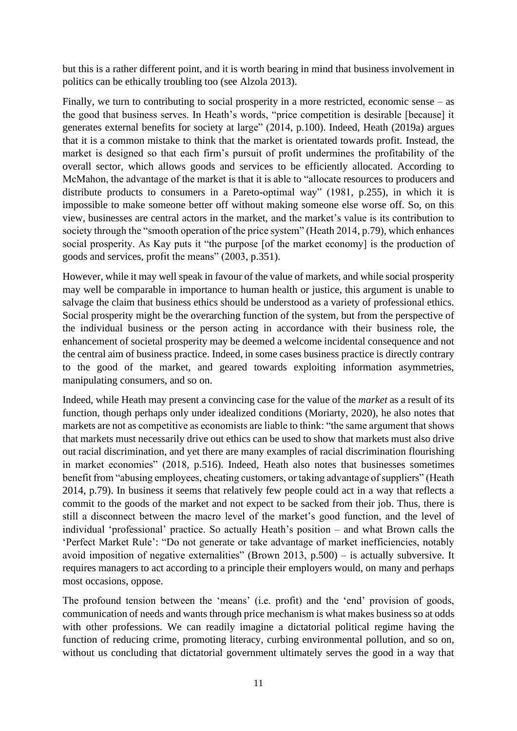but this is a rather different point, and it is worth bearing in mind that business involvement in politics can be ethically troubling too (see Alzola 2013).

Finally, we turn to contributing to social prosperity in a more restricted, economic sense – as the good that business serves. In Heath's words, "price competition is desirable [because] it generates external benefits for society at large" (2014, p.100). Indeed, Heath (2019a) argues that it is a common mistake to think that the market is orientated towards profit. Instead, the market is designed so that each firm's pursuit of profit undermines the profitability of the overall sector, which allows goods and services to be efficiently allocated. According to McMahon, the advantage of the market is that it is able to "allocate resources to producers and distribute products to consumers in a Pareto-optimal way" (1981, p.255), in which it is impossible to make someone better off without making someone else worse off. So, on this view, businesses are central actors in the market, and the market's value is its contribution to society through the "smooth operation of the price system" (Heath 2014, p.79), which enhances social prosperity. As Kay puts it "the purpose [of the market economy] is the production of goods and services, profit the means" (2003, p.351).

However, while it may well speak in favour of the value of markets, and while social prosperity may well be comparable in importance to human health or justice, this argument is unable to salvage the claim that business ethics should be understood as a variety of professional ethics. Social prosperity might be the overarching function of the system, but from the perspective of the individual business or the person acting in accordance with their business role, the enhancement of societal prosperity may be deemed a welcome incidental consequence and not the central aim of business practice. Indeed, in some cases business practice is directly contrary to the good of the market, and geared towards exploiting information asymmetries, manipulating consumers, and so on.

Indeed, while Heath may present a convincing case for the value of the *market* as a result of its function, though perhaps only under idealized conditions (Moriarty, 2020), he also notes that markets are not as competitive as economists are liable to think: "the same argument that shows that markets must necessarily drive out ethics can be used to show that markets must also drive out racial discrimination, and yet there are many examples of racial discrimination flourishing in market economies" (2018, p.516). Indeed, Heath also notes that businesses sometimes benefit from "abusing employees, cheating customers, or taking advantage of suppliers" (Heath 2014, p.79). In business it seems that relatively few people could act in a way that reflects a commit to the goods of the market and not expect to be sacked from their job. Thus, there is still a disconnect between the macro level of the market's good function, and the level of individual 'professional' practice. So actually Heath's position – and what Brown calls the 'Perfect Market Rule': "Do not generate or take advantage of market inefficiencies, notably avoid imposition of negative externalities" (Brown 2013, p.500) – is actually subversive. It requires managers to act according to a principle their employers would, on many and perhaps most occasions, oppose.

The profound tension between the 'means' (i.e. profit) and the 'end' provision of goods, communication of needs and wants through price mechanism is what makes business so at odds with other professions. We can readily imagine a dictatorial political regime having the function of reducing crime, promoting literacy, curbing environmental pollution, and so on, without us concluding that dictatorial government ultimately serves the good in a way that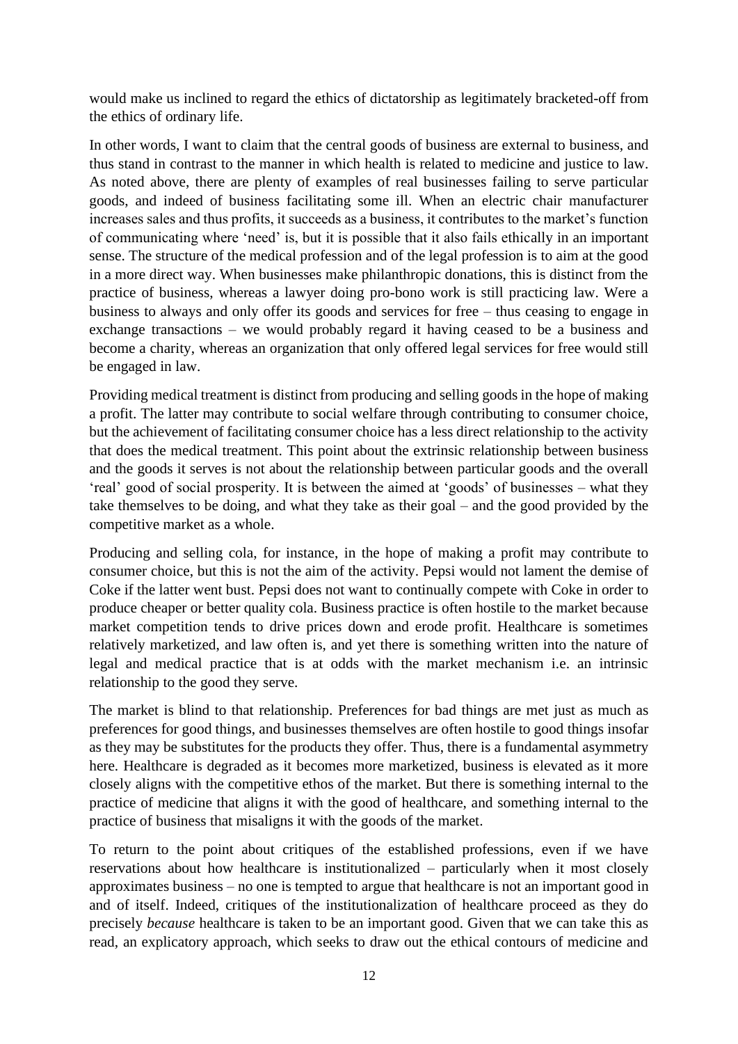would make us inclined to regard the ethics of dictatorship as legitimately bracketed-off from the ethics of ordinary life.

In other words, I want to claim that the central goods of business are external to business, and thus stand in contrast to the manner in which health is related to medicine and justice to law. As noted above, there are plenty of examples of real businesses failing to serve particular goods, and indeed of business facilitating some ill. When an electric chair manufacturer increases sales and thus profits, it succeeds as a business, it contributes to the market's function of communicating where 'need' is, but it is possible that it also fails ethically in an important sense. The structure of the medical profession and of the legal profession is to aim at the good in a more direct way. When businesses make philanthropic donations, this is distinct from the practice of business, whereas a lawyer doing pro-bono work is still practicing law. Were a business to always and only offer its goods and services for free – thus ceasing to engage in exchange transactions – we would probably regard it having ceased to be a business and become a charity, whereas an organization that only offered legal services for free would still be engaged in law.

Providing medical treatment is distinct from producing and selling goods in the hope of making a profit. The latter may contribute to social welfare through contributing to consumer choice, but the achievement of facilitating consumer choice has a less direct relationship to the activity that does the medical treatment. This point about the extrinsic relationship between business and the goods it serves is not about the relationship between particular goods and the overall 'real' good of social prosperity. It is between the aimed at 'goods' of businesses – what they take themselves to be doing, and what they take as their goal – and the good provided by the competitive market as a whole.

Producing and selling cola, for instance, in the hope of making a profit may contribute to consumer choice, but this is not the aim of the activity. Pepsi would not lament the demise of Coke if the latter went bust. Pepsi does not want to continually compete with Coke in order to produce cheaper or better quality cola. Business practice is often hostile to the market because market competition tends to drive prices down and erode profit. Healthcare is sometimes relatively marketized, and law often is, and yet there is something written into the nature of legal and medical practice that is at odds with the market mechanism i.e. an intrinsic relationship to the good they serve.

The market is blind to that relationship. Preferences for bad things are met just as much as preferences for good things, and businesses themselves are often hostile to good things insofar as they may be substitutes for the products they offer. Thus, there is a fundamental asymmetry here. Healthcare is degraded as it becomes more marketized, business is elevated as it more closely aligns with the competitive ethos of the market. But there is something internal to the practice of medicine that aligns it with the good of healthcare, and something internal to the practice of business that misaligns it with the goods of the market.

To return to the point about critiques of the established professions, even if we have reservations about how healthcare is institutionalized – particularly when it most closely approximates business – no one is tempted to argue that healthcare is not an important good in and of itself. Indeed, critiques of the institutionalization of healthcare proceed as they do precisely *because* healthcare is taken to be an important good. Given that we can take this as read, an explicatory approach, which seeks to draw out the ethical contours of medicine and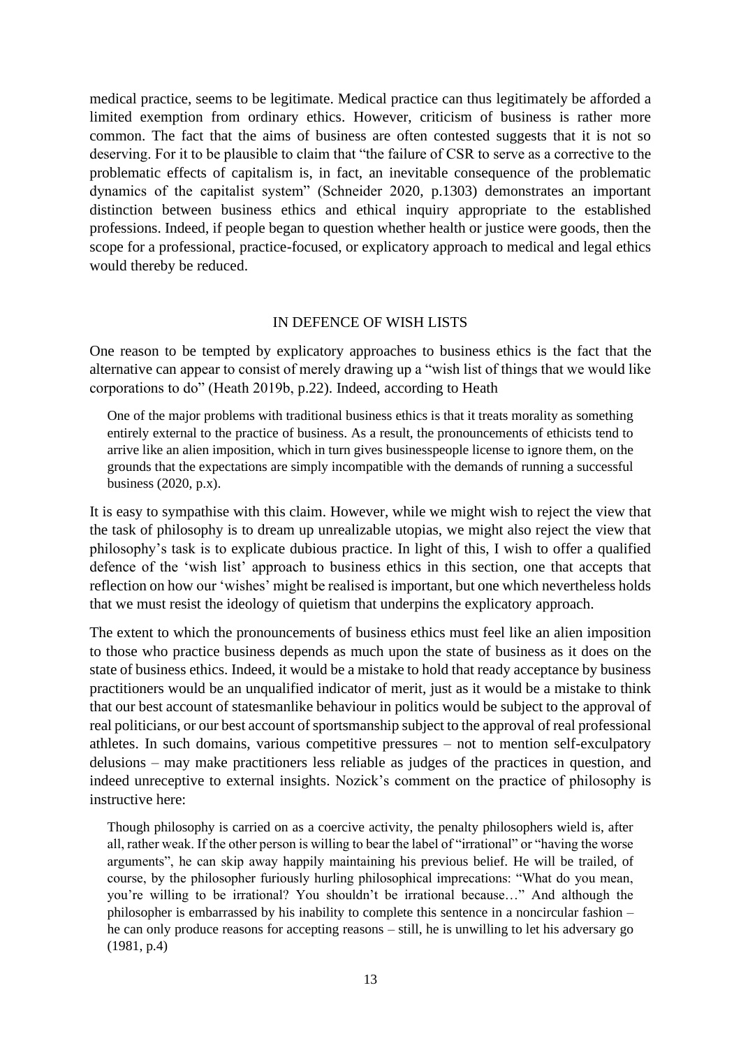medical practice, seems to be legitimate. Medical practice can thus legitimately be afforded a limited exemption from ordinary ethics. However, criticism of business is rather more common. The fact that the aims of business are often contested suggests that it is not so deserving. For it to be plausible to claim that "the failure of CSR to serve as a corrective to the problematic effects of capitalism is, in fact, an inevitable consequence of the problematic dynamics of the capitalist system" (Schneider 2020, p.1303) demonstrates an important distinction between business ethics and ethical inquiry appropriate to the established professions. Indeed, if people began to question whether health or justice were goods, then the scope for a professional, practice-focused, or explicatory approach to medical and legal ethics would thereby be reduced.

## IN DEFENCE OF WISH LISTS

One reason to be tempted by explicatory approaches to business ethics is the fact that the alternative can appear to consist of merely drawing up a "wish list of things that we would like corporations to do" (Heath 2019b, p.22). Indeed, according to Heath

> One of the major problems with traditional business ethics is that it treats morality as something entirely external to the practice of business. As a result, the pronouncements of ethicists tend to arrive like an alien imposition, which in turn gives businesspeople license to ignore them, on the grounds that the expectations are simply incompatible with the demands of running a successful business (2020, p.x).

It is easy to sympathise with this claim. However, while we might wish to reject the view that the task of philosophy is to dream up unrealizable utopias, we might also reject the view that philosophy's task is to explicate dubious practice. In light of this, I wish to offer a qualified defence of the 'wish list' approach to business ethics in this section, one that accepts that reflection on how our 'wishes' might be realised is important, but one which nevertheless holds that we must resist the ideology of quietism that underpins the explicatory approach.

The extent to which the pronouncements of business ethics must feel like an alien imposition to those who practice business depends as much upon the state of business as it does on the state of business ethics. Indeed, it would be a mistake to hold that ready acceptance by business practitioners would be an unqualified indicator of merit, just as it would be a mistake to think that our best account of statesmanlike behaviour in politics would be subject to the approval of real politicians, or our best account of sportsmanship subject to the approval of real professional athletes. In such domains, various competitive pressures – not to mention self-exculpatory delusions – may make practitioners less reliable as judges of the practices in question, and indeed unreceptive to external insights. Nozick's comment on the practice of philosophy is instructive here:

> Though philosophy is carried on as a coercive activity, the penalty philosophers wield is, after all, rather weak. If the other person is willing to bear the label of "irrational" or "having the worse arguments", he can skip away happily maintaining his previous belief. He will be trailed, of course, by the philosopher furiously hurling philosophical imprecations: "What do you mean, you're willing to be irrational? You shouldn't be irrational because…" And although the philosopher is embarrassed by his inability to complete this sentence in a noncircular fashion – he can only produce reasons for accepting reasons – still, he is unwilling to let his adversary go (1981, p.4)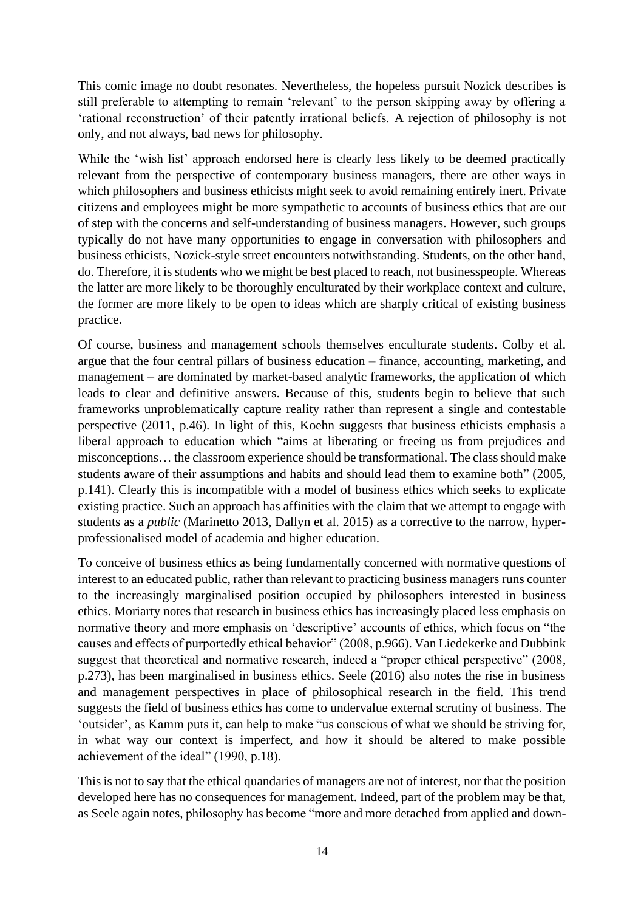This comic image no doubt resonates. Nevertheless, the hopeless pursuit Nozick describes is still preferable to attempting to remain 'relevant' to the person skipping away by offering a 'rational reconstruction' of their patently irrational beliefs. A rejection of philosophy is not only, and not always, bad news for philosophy.

While the 'wish list' approach endorsed here is clearly less likely to be deemed practically relevant from the perspective of contemporary business managers, there are other ways in which philosophers and business ethicists might seek to avoid remaining entirely inert. Private citizens and employees might be more sympathetic to accounts of business ethics that are out of step with the concerns and self-understanding of business managers. However, such groups typically do not have many opportunities to engage in conversation with philosophers and business ethicists, Nozick-style street encounters notwithstanding. Students, on the other hand, do. Therefore, it is students who we might be best placed to reach, not businesspeople. Whereas the latter are more likely to be thoroughly enculturated by their workplace context and culture, the former are more likely to be open to ideas which are sharply critical of existing business practice.

Of course, business and management schools themselves enculturate students. Colby et al. argue that the four central pillars of business education – finance, accounting, marketing, and management – are dominated by market-based analytic frameworks, the application of which leads to clear and definitive answers. Because of this, students begin to believe that such frameworks unproblematically capture reality rather than represent a single and contestable perspective (2011, p.46). In light of this, Koehn suggests that business ethicists emphasis a liberal approach to education which "aims at liberating or freeing us from prejudices and misconceptions… the classroom experience should be transformational. The class should make students aware of their assumptions and habits and should lead them to examine both" (2005, p.141). Clearly this is incompatible with a model of business ethics which seeks to explicate existing practice. Such an approach has affinities with the claim that we attempt to engage with students as a *public* (Marinetto 2013, Dallyn et al. 2015) as a corrective to the narrow, hyper-professionalised model of academia and higher education.

To conceive of business ethics as being fundamentally concerned with normative questions of interest to an educated public, rather than relevant to practicing business managers runs counter to the increasingly marginalised position occupied by philosophers interested in business ethics. Moriarty notes that research in business ethics has increasingly placed less emphasis on normative theory and more emphasis on 'descriptive' accounts of ethics, which focus on "the causes and effects of purportedly ethical behavior" (2008, p.966). Van Liedekerke and Dubbink suggest that theoretical and normative research, indeed a "proper ethical perspective" (2008, p.273), has been marginalised in business ethics. Seele (2016) also notes the rise in business and management perspectives in place of philosophical research in the field. This trend suggests the field of business ethics has come to undervalue external scrutiny of business. The 'outsider', as Kamm puts it, can help to make "us conscious of what we should be striving for, in what way our context is imperfect, and how it should be altered to make possible achievement of the ideal" (1990, p.18).

This is not to say that the ethical quandaries of managers are not of interest, nor that the position developed here has no consequences for management. Indeed, part of the problem may be that, as Seele again notes, philosophy has become "more and more detached from applied and down-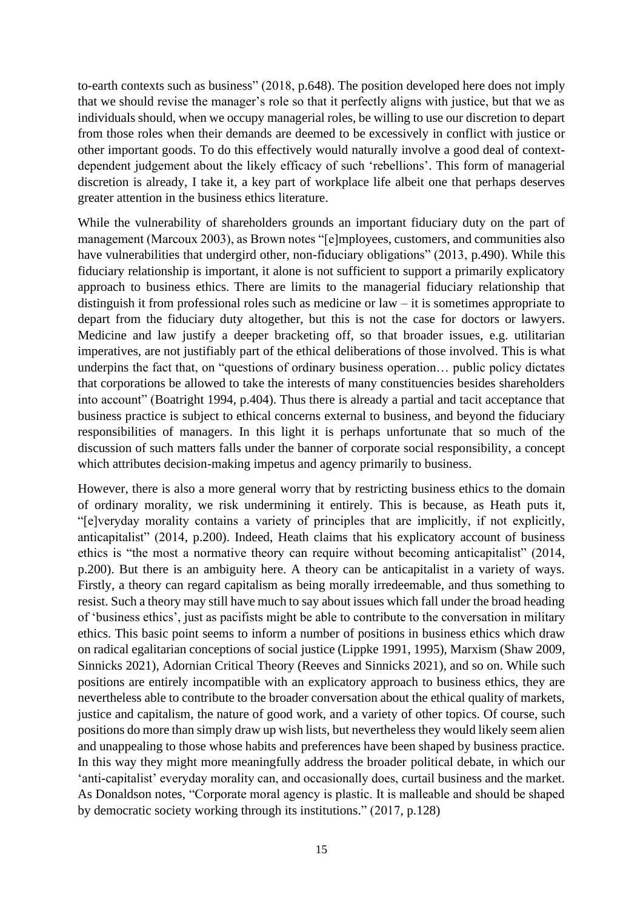to-earth contexts such as business" (2018, p.648). The position developed here does not imply that we should revise the manager's role so that it perfectly aligns with justice, but that we as individuals should, when we occupy managerial roles, be willing to use our discretion to depart from those roles when their demands are deemed to be excessively in conflict with justice or other important goods. To do this effectively would naturally involve a good deal of context-dependent judgement about the likely efficacy of such 'rebellions'. This form of managerial discretion is already, I take it, a key part of workplace life albeit one that perhaps deserves greater attention in the business ethics literature.

While the vulnerability of shareholders grounds an important fiduciary duty on the part of management (Marcoux 2003), as Brown notes "[e]mployees, customers, and communities also have vulnerabilities that undergird other, non-fiduciary obligations" (2013, p.490). While this fiduciary relationship is important, it alone is not sufficient to support a primarily explicatory approach to business ethics. There are limits to the managerial fiduciary relationship that distinguish it from professional roles such as medicine or law – it is sometimes appropriate to depart from the fiduciary duty altogether, but this is not the case for doctors or lawyers. Medicine and law justify a deeper bracketing off, so that broader issues, e.g. utilitarian imperatives, are not justifiably part of the ethical deliberations of those involved. This is what underpins the fact that, on "questions of ordinary business operation… public policy dictates that corporations be allowed to take the interests of many constituencies besides shareholders into account" (Boatright 1994, p.404). Thus there is already a partial and tacit acceptance that business practice is subject to ethical concerns external to business, and beyond the fiduciary responsibilities of managers. In this light it is perhaps unfortunate that so much of the discussion of such matters falls under the banner of corporate social responsibility, a concept which attributes decision-making impetus and agency primarily to business.

However, there is also a more general worry that by restricting business ethics to the domain of ordinary morality, we risk undermining it entirely. This is because, as Heath puts it, "[e]veryday morality contains a variety of principles that are implicitly, if not explicitly, anticapitalist" (2014, p.200). Indeed, Heath claims that his explicatory account of business ethics is "the most a normative theory can require without becoming anticapitalist" (2014, p.200). But there is an ambiguity here. A theory can be anticapitalist in a variety of ways. Firstly, a theory can regard capitalism as being morally irredeemable, and thus something to resist. Such a theory may still have much to say about issues which fall under the broad heading of 'business ethics', just as pacifists might be able to contribute to the conversation in military ethics. This basic point seems to inform a number of positions in business ethics which draw on radical egalitarian conceptions of social justice (Lippke 1991, 1995), Marxism (Shaw 2009, Sinnicks 2021), Adornian Critical Theory (Reeves and Sinnicks 2021), and so on. While such positions are entirely incompatible with an explicatory approach to business ethics, they are nevertheless able to contribute to the broader conversation about the ethical quality of markets, justice and capitalism, the nature of good work, and a variety of other topics. Of course, such positions do more than simply draw up wish lists, but nevertheless they would likely seem alien and unappealing to those whose habits and preferences have been shaped by business practice. In this way they might more meaningfully address the broader political debate, in which our 'anti-capitalist' everyday morality can, and occasionally does, curtail business and the market. As Donaldson notes, "Corporate moral agency is plastic. It is malleable and should be shaped by democratic society working through its institutions." (2017, p.128)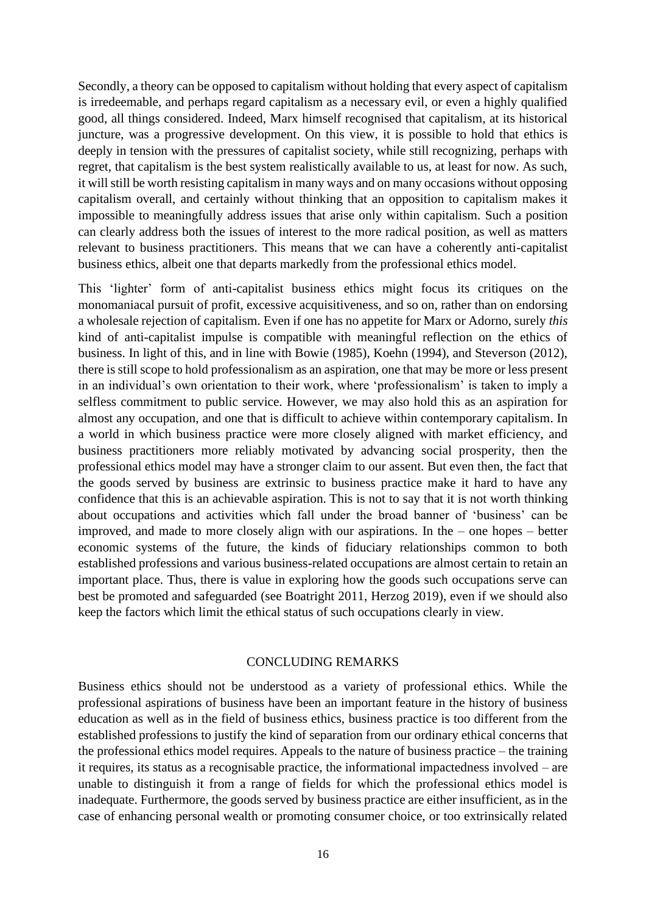Secondly, a theory can be opposed to capitalism without holding that every aspect of capitalism is irredeemable, and perhaps regard capitalism as a necessary evil, or even a highly qualified good, all things considered. Indeed, Marx himself recognised that capitalism, at its historical juncture, was a progressive development. On this view, it is possible to hold that ethics is deeply in tension with the pressures of capitalist society, while still recognizing, perhaps with regret, that capitalism is the best system realistically available to us, at least for now. As such, it will still be worth resisting capitalism in many ways and on many occasions without opposing capitalism overall, and certainly without thinking that an opposition to capitalism makes it impossible to meaningfully address issues that arise only within capitalism. Such a position can clearly address both the issues of interest to the more radical position, as well as matters relevant to business practitioners. This means that we can have a coherently anti-capitalist business ethics, albeit one that departs markedly from the professional ethics model.

This 'lighter' form of anti-capitalist business ethics might focus its critiques on the monomaniacal pursuit of profit, excessive acquisitiveness, and so on, rather than on endorsing a wholesale rejection of capitalism. Even if one has no appetite for Marx or Adorno, surely *this* kind of anti-capitalist impulse is compatible with meaningful reflection on the ethics of business. In light of this, and in line with Bowie (1985), Koehn (1994), and Steverson (2012), there is still scope to hold professionalism as an aspiration, one that may be more or less present in an individual's own orientation to their work, where 'professionalism' is taken to imply a selfless commitment to public service. However, we may also hold this as an aspiration for almost any occupation, and one that is difficult to achieve within contemporary capitalism. In a world in which business practice were more closely aligned with market efficiency, and business practitioners more reliably motivated by advancing social prosperity, then the professional ethics model may have a stronger claim to our assent. But even then, the fact that the goods served by business are extrinsic to business practice make it hard to have any confidence that this is an achievable aspiration. This is not to say that it is not worth thinking about occupations and activities which fall under the broad banner of 'business' can be improved, and made to more closely align with our aspirations. In the – one hopes – better economic systems of the future, the kinds of fiduciary relationships common to both established professions and various business-related occupations are almost certain to retain an important place. Thus, there is value in exploring how the goods such occupations serve can best be promoted and safeguarded (see Boatright 2011, Herzog 2019), even if we should also keep the factors which limit the ethical status of such occupations clearly in view.

## CONCLUDING REMARKS

Business ethics should not be understood as a variety of professional ethics. While the professional aspirations of business have been an important feature in the history of business education as well as in the field of business ethics, business practice is too different from the established professions to justify the kind of separation from our ordinary ethical concerns that the professional ethics model requires. Appeals to the nature of business practice – the training it requires, its status as a recognisable practice, the informational impactedness involved – are unable to distinguish it from a range of fields for which the professional ethics model is inadequate. Furthermore, the goods served by business practice are either insufficient, as in the case of enhancing personal wealth or promoting consumer choice, or too extrinsically related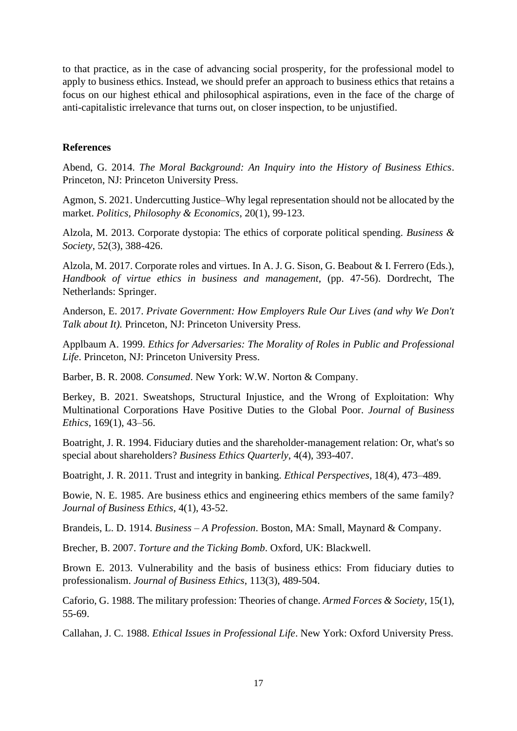to that practice, as in the case of advancing social prosperity, for the professional model to apply to business ethics. Instead, we should prefer an approach to business ethics that retains a focus on our highest ethical and philosophical aspirations, even in the face of the charge of anti-capitalistic irrelevance that turns out, on closer inspection, to be unjustified.

**References**

Abend, G. 2014. *The Moral Background: An Inquiry into the History of Business Ethics*. Princeton, NJ: Princeton University Press.

Agmon, S. 2021. Undercutting Justice–Why legal representation should not be allocated by the market. *Politics, Philosophy & Economics*, 20(1), 99-123.

Alzola, M. 2013. Corporate dystopia: The ethics of corporate political spending. *Business & Society*, 52(3), 388-426.

Alzola, M. 2017. Corporate roles and virtues. In A. J. G. Sison, G. Beabout & I. Ferrero (Eds.), *Handbook of virtue ethics in business and management*, (pp. 47-56). Dordrecht, The Netherlands: Springer.

Anderson, E. 2017. *Private Government: How Employers Rule Our Lives (and why We Don't Talk about It).* Princeton, NJ: Princeton University Press.

Applbaum A. 1999. *Ethics for Adversaries: The Morality of Roles in Public and Professional Life*. Princeton, NJ: Princeton University Press.

Barber, B. R. 2008. *Consumed*. New York: W.W. Norton & Company.

Berkey, B. 2021. Sweatshops, Structural Injustice, and the Wrong of Exploitation: Why Multinational Corporations Have Positive Duties to the Global Poor. *Journal of Business Ethics*, 169(1), 43–56.

Boatright, J. R. 1994. Fiduciary duties and the shareholder-management relation: Or, what's so special about shareholders? *Business Ethics Quarterly*, 4(4), 393-407.

Boatright, J. R. 2011. Trust and integrity in banking. *Ethical Perspectives*, 18(4), 473–489.

Bowie, N. E. 1985. Are business ethics and engineering ethics members of the same family? *Journal of Business Ethics*, 4(1), 43-52.

Brandeis, L. D. 1914. *Business – A Profession*. Boston, MA: Small, Maynard & Company.

Brecher, B. 2007. *Torture and the Ticking Bomb*. Oxford, UK: Blackwell.

Brown E. 2013. Vulnerability and the basis of business ethics: From fiduciary duties to professionalism. *Journal of Business Ethics*, 113(3), 489-504.

Caforio, G. 1988. The military profession: Theories of change. *Armed Forces & Society*, 15(1), 55-69.

Callahan, J. C. 1988. *Ethical Issues in Professional Life*. New York: Oxford University Press.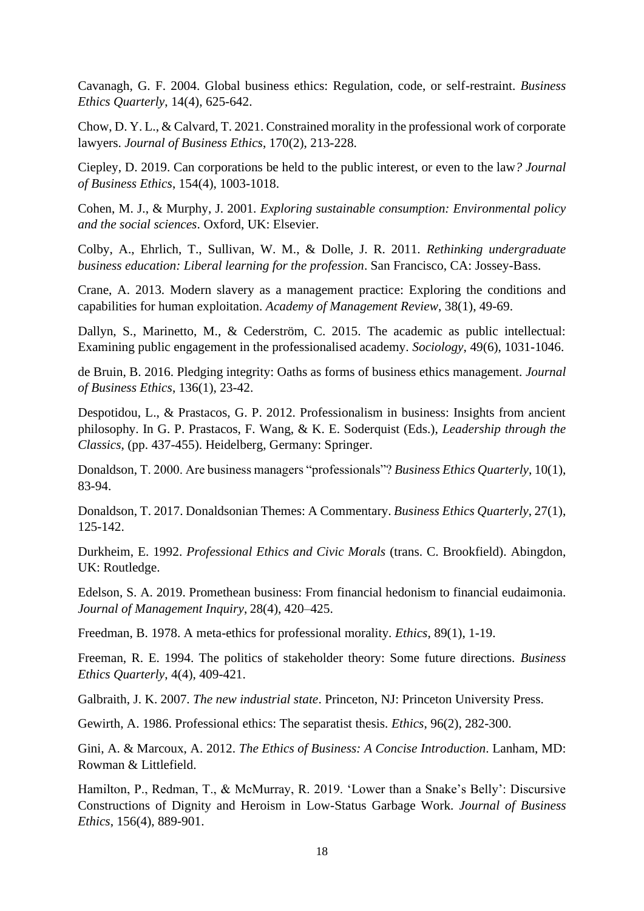Cavanagh, G. F. 2004. Global business ethics: Regulation, code, or self-restraint. *Business Ethics Quarterly*, 14(4), 625-642.

Chow, D. Y. L., & Calvard, T. 2021. Constrained morality in the professional work of corporate lawyers. *Journal of Business Ethics*, 170(2), 213-228.

Ciepley, D. 2019. Can corporations be held to the public interest, or even to the law*? Journal of Business Ethics*, 154(4), 1003-1018.

Cohen, M. J., & Murphy, J. 2001. *Exploring sustainable consumption: Environmental policy and the social sciences*. Oxford, UK: Elsevier.

Colby, A., Ehrlich, T., Sullivan, W. M., & Dolle, J. R. 2011. *Rethinking undergraduate business education: Liberal learning for the profession*. San Francisco, CA: Jossey-Bass.

Crane, A. 2013. Modern slavery as a management practice: Exploring the conditions and capabilities for human exploitation. *Academy of Management Review*, 38(1), 49-69.

Dallyn, S., Marinetto, M., & Cederström, C. 2015. The academic as public intellectual: Examining public engagement in the professionalised academy. *Sociology*, 49(6), 1031-1046.

de Bruin, B. 2016. Pledging integrity: Oaths as forms of business ethics management. *Journal of Business Ethics*, 136(1), 23-42.

Despotidou, L., & Prastacos, G. P. 2012. Professionalism in business: Insights from ancient philosophy. In G. P. Prastacos, F. Wang, & K. E. Soderquist (Eds.), *Leadership through the Classics*, (pp. 437-455). Heidelberg, Germany: Springer.

Donaldson, T. 2000. Are business managers "professionals"? *Business Ethics Quarterly*, 10(1), 83-94.

Donaldson, T. 2017. Donaldsonian Themes: A Commentary. *Business Ethics Quarterly*, 27(1), 125-142.

Durkheim, E. 1992. *Professional Ethics and Civic Morals* (trans. C. Brookfield). Abingdon, UK: Routledge.

Edelson, S. A. 2019. Promethean business: From financial hedonism to financial eudaimonia. *Journal of Management Inquiry*, 28(4), 420–425.

Freedman, B. 1978. A meta-ethics for professional morality. *Ethics*, 89(1), 1-19.

Freeman, R. E. 1994. The politics of stakeholder theory: Some future directions. *Business Ethics Quarterly*, 4(4), 409-421.

Galbraith, J. K. 2007. *The new industrial state*. Princeton, NJ: Princeton University Press.

Gewirth, A. 1986. Professional ethics: The separatist thesis. *Ethics*, 96(2), 282-300.

Gini, A. & Marcoux, A. 2012. *The Ethics of Business: A Concise Introduction*. Lanham, MD: Rowman & Littlefield.

Hamilton, P., Redman, T., & McMurray, R. 2019. 'Lower than a Snake's Belly': Discursive Constructions of Dignity and Heroism in Low-Status Garbage Work. *Journal of Business Ethics*, 156(4), 889-901.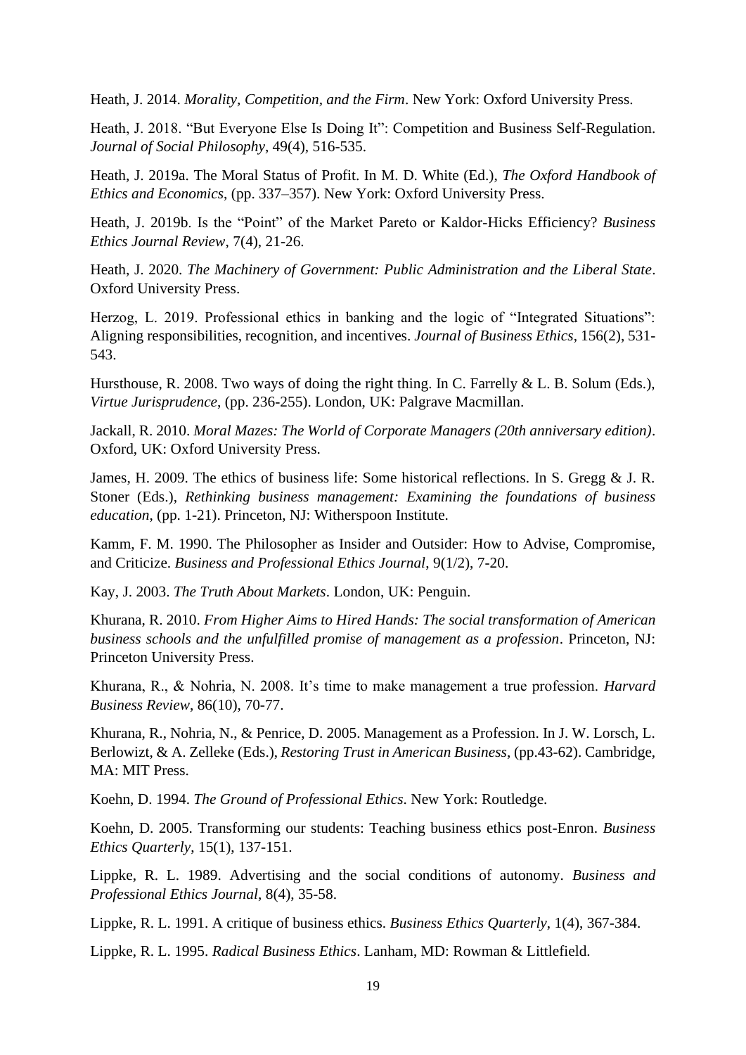Heath, J. 2014. *Morality, Competition, and the Firm*. New York: Oxford University Press.

Heath, J. 2018. "But Everyone Else Is Doing It": Competition and Business Self-Regulation. *Journal of Social Philosophy*, 49(4), 516-535.

Heath, J. 2019a. The Moral Status of Profit. In M. D. White (Ed.), *The Oxford Handbook of Ethics and Economics*, (pp. 337–357). New York: Oxford University Press.

Heath, J. 2019b. Is the "Point" of the Market Pareto or Kaldor-Hicks Efficiency? *Business Ethics Journal Review*, 7(4), 21-26.

Heath, J. 2020. *The Machinery of Government: Public Administration and the Liberal State*. Oxford University Press.

Herzog, L. 2019. Professional ethics in banking and the logic of "Integrated Situations": Aligning responsibilities, recognition, and incentives. *Journal of Business Ethics*, 156(2), 531-543.

Hursthouse, R. 2008. Two ways of doing the right thing. In C. Farrelly & L. B. Solum (Eds.), *Virtue Jurisprudence*, (pp. 236-255). London, UK: Palgrave Macmillan.

Jackall, R. 2010. *Moral Mazes: The World of Corporate Managers (20th anniversary edition)*. Oxford, UK: Oxford University Press.

James, H. 2009. The ethics of business life: Some historical reflections. In S. Gregg & J. R. Stoner (Eds.), *Rethinking business management: Examining the foundations of business education*, (pp. 1-21). Princeton, NJ: Witherspoon Institute.

Kamm, F. M. 1990. The Philosopher as Insider and Outsider: How to Advise, Compromise, and Criticize. *Business and Professional Ethics Journal*, 9(1/2), 7-20.

Kay, J. 2003. *The Truth About Markets*. London, UK: Penguin.

Khurana, R. 2010. *From Higher Aims to Hired Hands: The social transformation of American business schools and the unfulfilled promise of management as a profession*. Princeton, NJ: Princeton University Press.

Khurana, R., & Nohria, N. 2008. It's time to make management a true profession. *Harvard Business Review*, 86(10), 70-77.

Khurana, R., Nohria, N., & Penrice, D. 2005. Management as a Profession. In J. W. Lorsch, L. Berlowizt, & A. Zelleke (Eds.), *Restoring Trust in American Business*, (pp.43-62). Cambridge, MA: MIT Press.

Koehn, D. 1994. *The Ground of Professional Ethics*. New York: Routledge.

Koehn, D. 2005. Transforming our students: Teaching business ethics post-Enron. *Business Ethics Quarterly*, 15(1), 137-151.

Lippke, R. L. 1989. Advertising and the social conditions of autonomy. *Business and Professional Ethics Journal*, 8(4), 35-58.

Lippke, R. L. 1991. A critique of business ethics. *Business Ethics Quarterly*, 1(4), 367-384.

Lippke, R. L. 1995. *Radical Business Ethics*. Lanham, MD: Rowman & Littlefield.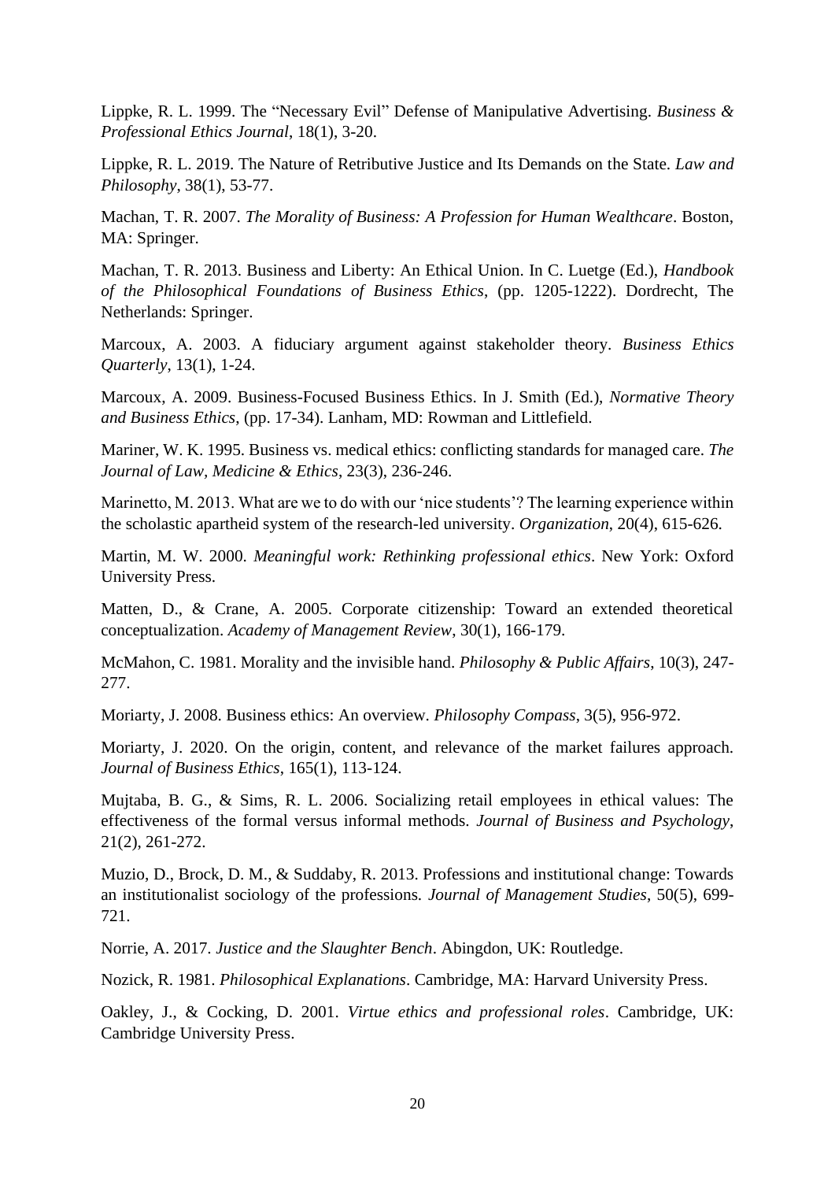Lippke, R. L. 1999. The "Necessary Evil" Defense of Manipulative Advertising. *Business & Professional Ethics Journal*, 18(1), 3-20.

Lippke, R. L. 2019. The Nature of Retributive Justice and Its Demands on the State. *Law and Philosophy*, 38(1), 53-77.

Machan, T. R. 2007. *The Morality of Business: A Profession for Human Wealthcare*. Boston, MA: Springer.

Machan, T. R. 2013. Business and Liberty: An Ethical Union. In C. Luetge (Ed.), *Handbook of the Philosophical Foundations of Business Ethics*, (pp. 1205-1222). Dordrecht, The Netherlands: Springer.

Marcoux, A. 2003. A fiduciary argument against stakeholder theory. *Business Ethics Quarterly*, 13(1), 1-24.

Marcoux, A. 2009. Business-Focused Business Ethics. In J. Smith (Ed.), *Normative Theory and Business Ethics*, (pp. 17-34). Lanham, MD: Rowman and Littlefield.

Mariner, W. K. 1995. Business vs. medical ethics: conflicting standards for managed care. *The Journal of Law, Medicine & Ethics*, 23(3), 236-246.

Marinetto, M. 2013. What are we to do with our 'nice students'? The learning experience within the scholastic apartheid system of the research-led university. *Organization*, 20(4), 615-626.

Martin, M. W. 2000. *Meaningful work: Rethinking professional ethics*. New York: Oxford University Press.

Matten, D., & Crane, A. 2005. Corporate citizenship: Toward an extended theoretical conceptualization. *Academy of Management Review*, 30(1), 166-179.

McMahon, C. 1981. Morality and the invisible hand. *Philosophy & Public Affairs*, 10(3), 247-277.

Moriarty, J. 2008. Business ethics: An overview. *Philosophy Compass*, 3(5), 956-972.

Moriarty, J. 2020. On the origin, content, and relevance of the market failures approach. *Journal of Business Ethics*, 165(1), 113-124.

Mujtaba, B. G., & Sims, R. L. 2006. Socializing retail employees in ethical values: The effectiveness of the formal versus informal methods. *Journal of Business and Psychology*, 21(2), 261-272.

Muzio, D., Brock, D. M., & Suddaby, R. 2013. Professions and institutional change: Towards an institutionalist sociology of the professions. *Journal of Management Studies*, 50(5), 699-721.

Norrie, A. 2017. *Justice and the Slaughter Bench*. Abingdon, UK: Routledge.

Nozick, R. 1981. *Philosophical Explanations*. Cambridge, MA: Harvard University Press.

Oakley, J., & Cocking, D. 2001. *Virtue ethics and professional roles*. Cambridge, UK: Cambridge University Press.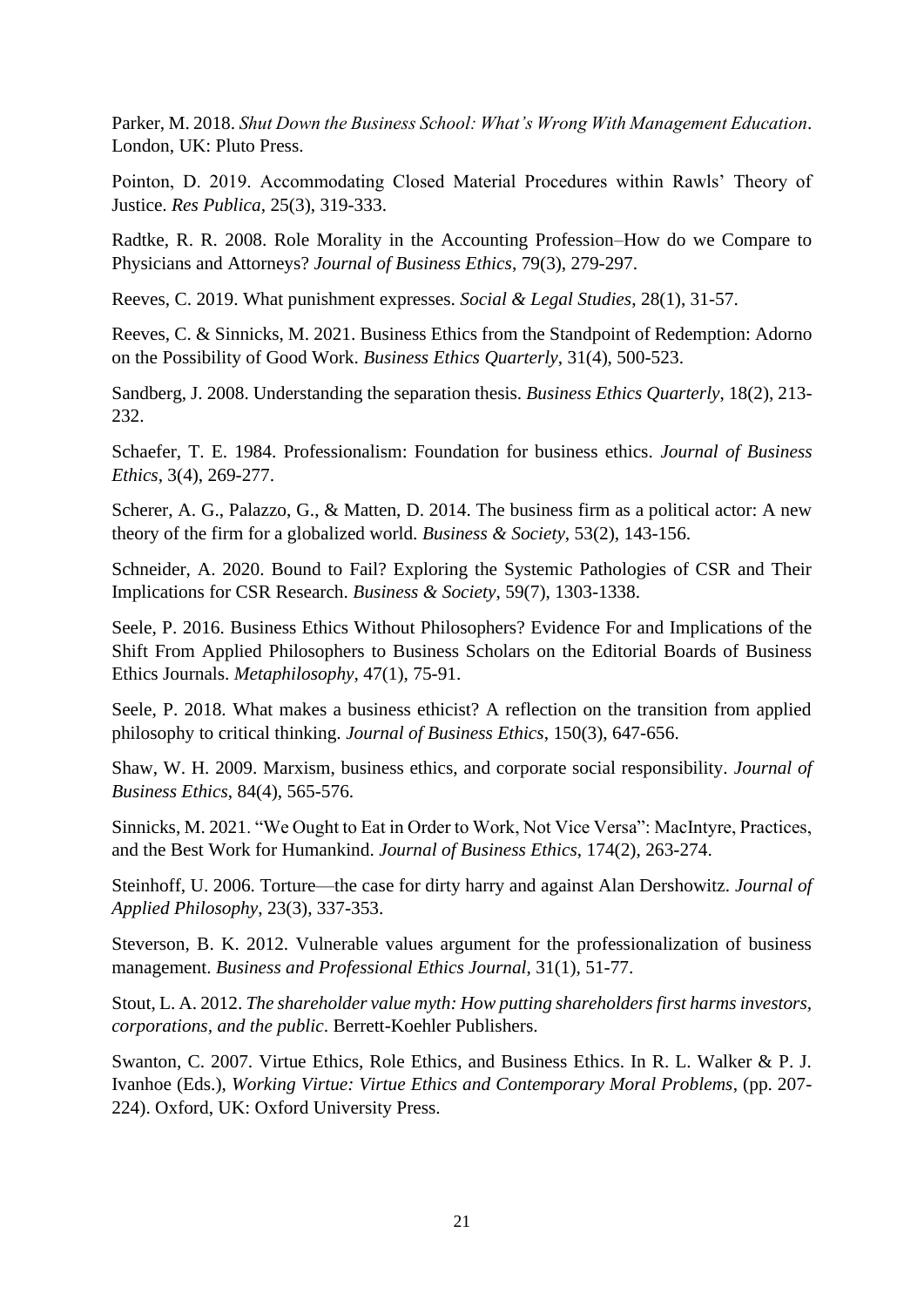Parker, M. 2018. *Shut Down the Business School: What's Wrong With Management Education*. London, UK: Pluto Press.

Pointon, D. 2019. Accommodating Closed Material Procedures within Rawls' Theory of Justice. *Res Publica*, 25(3), 319-333.

Radtke, R. R. 2008. Role Morality in the Accounting Profession–How do we Compare to Physicians and Attorneys? *Journal of Business Ethics*, 79(3), 279-297.

Reeves, C. 2019. What punishment expresses. *Social & Legal Studies*, 28(1), 31-57.

Reeves, C. & Sinnicks, M. 2021. Business Ethics from the Standpoint of Redemption: Adorno on the Possibility of Good Work. *Business Ethics Quarterly*, 31(4), 500-523.

Sandberg, J. 2008. Understanding the separation thesis. *Business Ethics Quarterly*, 18(2), 213-232.

Schaefer, T. E. 1984. Professionalism: Foundation for business ethics. *Journal of Business Ethics*, 3(4), 269-277.

Scherer, A. G., Palazzo, G., & Matten, D. 2014. The business firm as a political actor: A new theory of the firm for a globalized world. *Business & Society*, 53(2), 143-156.

Schneider, A. 2020. Bound to Fail? Exploring the Systemic Pathologies of CSR and Their Implications for CSR Research. *Business & Society*, 59(7), 1303-1338.

Seele, P. 2016. Business Ethics Without Philosophers? Evidence For and Implications of the Shift From Applied Philosophers to Business Scholars on the Editorial Boards of Business Ethics Journals. *Metaphilosophy*, 47(1), 75-91.

Seele, P. 2018. What makes a business ethicist? A reflection on the transition from applied philosophy to critical thinking. *Journal of Business Ethics*, 150(3), 647-656.

Shaw, W. H. 2009. Marxism, business ethics, and corporate social responsibility. *Journal of Business Ethics*, 84(4), 565-576.

Sinnicks, M. 2021. "We Ought to Eat in Order to Work, Not Vice Versa": MacIntyre, Practices, and the Best Work for Humankind. *Journal of Business Ethics*, 174(2), 263-274.

Steinhoff, U. 2006. Torture—the case for dirty harry and against Alan Dershowitz. *Journal of Applied Philosophy*, 23(3), 337-353.

Steverson, B. K. 2012. Vulnerable values argument for the professionalization of business management. *Business and Professional Ethics Journal*, 31(1), 51-77.

Stout, L. A. 2012. *The shareholder value myth: How putting shareholders first harms investors, corporations, and the public*. Berrett-Koehler Publishers.

Swanton, C. 2007. Virtue Ethics, Role Ethics, and Business Ethics. In R. L. Walker & P. J. Ivanhoe (Eds.), *Working Virtue: Virtue Ethics and Contemporary Moral Problems*, (pp. 207-224). Oxford, UK: Oxford University Press.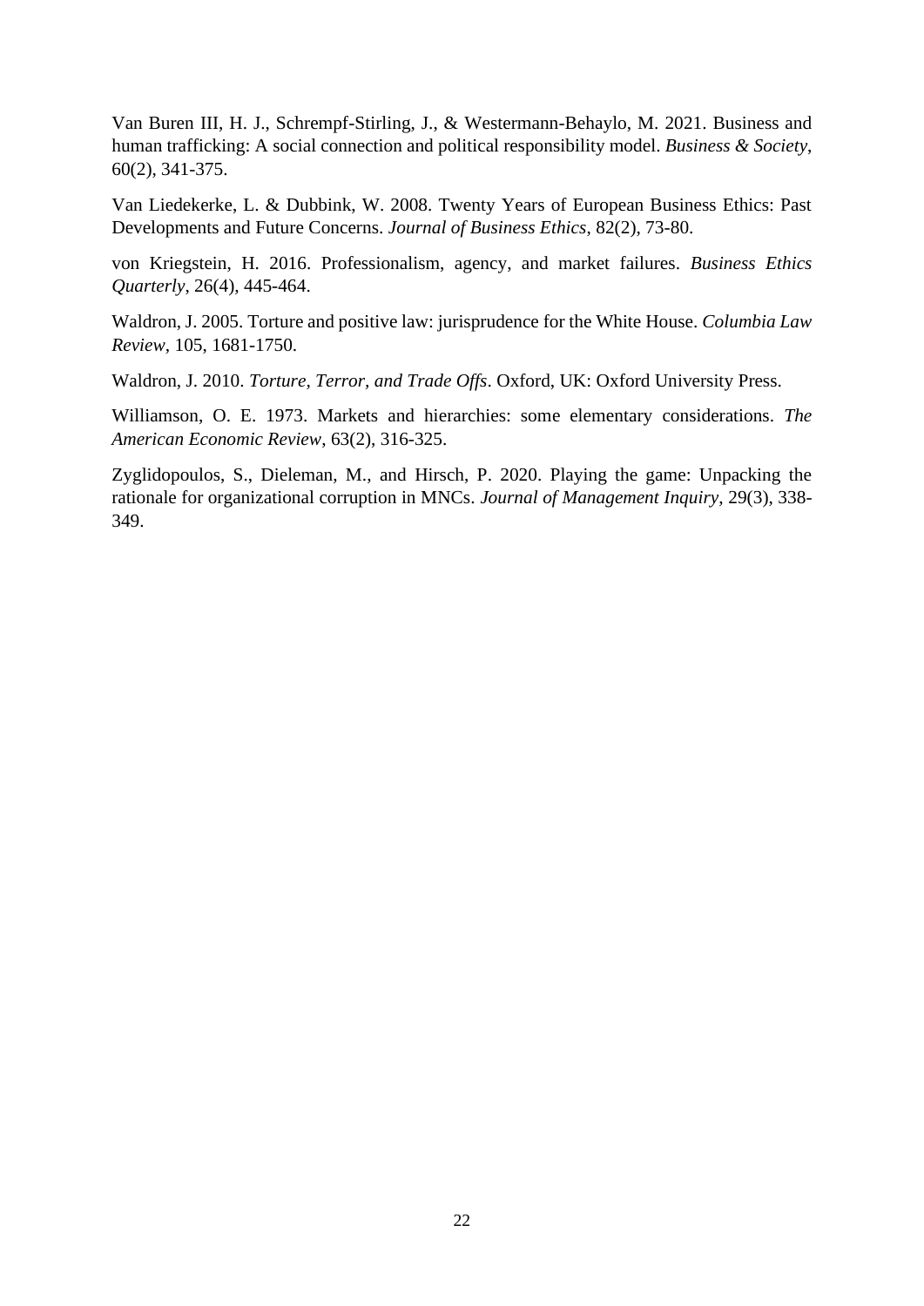Van Buren III, H. J., Schrempf-Stirling, J., & Westermann-Behaylo, M. 2021. Business and human trafficking: A social connection and political responsibility model. *Business & Society*, 60(2), 341-375.

Van Liedekerke, L. & Dubbink, W. 2008. Twenty Years of European Business Ethics: Past Developments and Future Concerns. *Journal of Business Ethics*, 82(2), 73-80.

von Kriegstein, H. 2016. Professionalism, agency, and market failures. *Business Ethics Quarterly*, 26(4), 445-464.

Waldron, J. 2005. Torture and positive law: jurisprudence for the White House. *Columbia Law Review*, 105, 1681-1750.

Waldron, J. 2010. *Torture, Terror, and Trade Offs*. Oxford, UK: Oxford University Press.

Williamson, O. E. 1973. Markets and hierarchies: some elementary considerations. *The American Economic Review*, 63(2), 316-325.

Zyglidopoulos, S., Dieleman, M., and Hirsch, P. 2020. Playing the game: Unpacking the rationale for organizational corruption in MNCs. *Journal of Management Inquiry*, 29(3), 338-349.